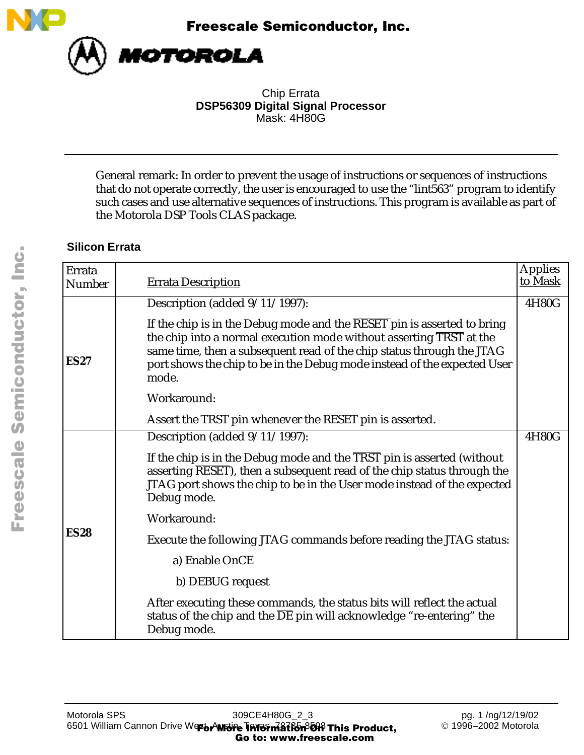Freescale Semiconductor, Inc.

MOTOROLA

Chip Errata
**DSP56309 Digital Signal Processor**
Mask: 4H80G

---

General remark: In order to prevent the usage of instructions or sequences of instructions that do not operate correctly, the user is encouraged to use the “lint563” program to identify such cases and use alternative sequences of instructions. This program is available as part of the Motorola DSP Tools CLAS package.

### Silicon Errata

| Errata Number | Errata Description | Applies to Mask |
|---|---|---|
| **ES27** | Description (added 9/11/1997):<br><br>If the chip is in the Debug mode and the $\overline{\text{RESET}}$ pin is asserted to bring the chip into a normal execution mode without asserting $\overline{\text{TRST}}$ at the same time, then a subsequent read of the chip status through the JTAG port shows the chip to be in the Debug mode instead of the expected User mode.<br><br>Workaround:<br><br>Assert the $\overline{\text{TRST}}$ pin whenever the $\overline{\text{RESET}}$ pin is asserted. | 4H80G |
| **ES28** | Description (added 9/11/1997):<br><br>If the chip is in the Debug mode and the $\overline{\text{TRST}}$ pin is asserted (without asserting $\overline{\text{RESET}}$), then a subsequent read of the chip status through the JTAG port shows the chip to be in the User mode instead of the expected Debug mode.<br><br>Workaround:<br><br>Execute the following JTAG commands before reading the JTAG status:<br><br>a) Enable OnCE<br><br>b) DEBUG request<br><br>After executing these commands, the status bits will reflect the actual status of the chip and the $\overline{\text{DE}}$ pin will acknowledge “re-entering” the Debug mode. | 4H80G |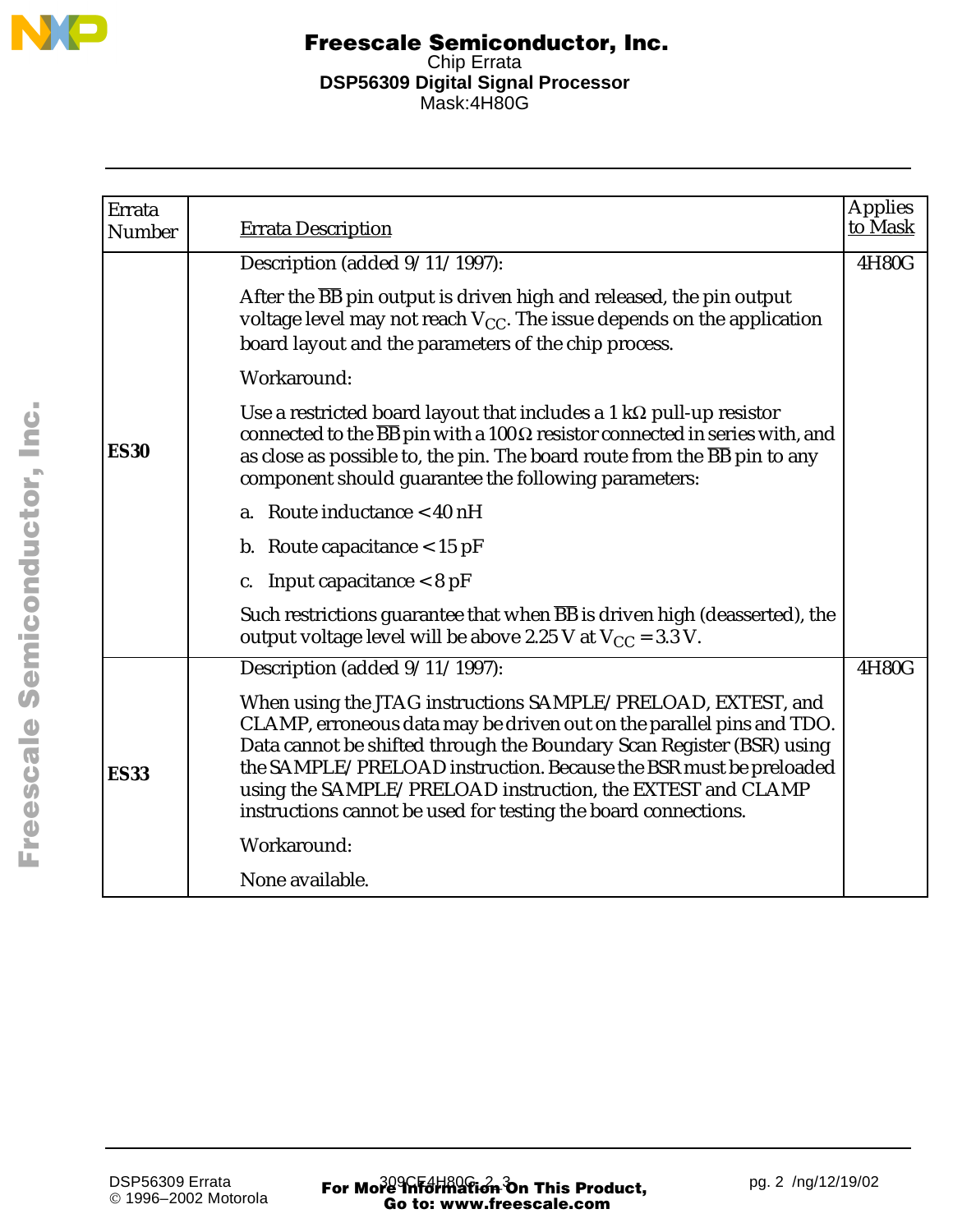| Errata Number | Errata Description | Applies to Mask |
|---|---|---|
| **ES30** | Description (added 9/11/1997):<br><br>After the $\overline{BB}$ pin output is driven high and released, the pin output voltage level may not reach $V_{CC}$. The issue depends on the application board layout and the parameters of the chip process.<br><br>Workaround:<br><br>Use a restricted board layout that includes a 1 kΩ pull-up resistor connected to the $\overline{BB}$ pin with a 100 Ω resistor connected in series with, and as close as possible to, the pin. The board route from the $\overline{BB}$ pin to any component should guarantee the following parameters:<br><br>a. Route inductance < 40 nH<br><br>b. Route capacitance < 15 pF<br><br>c. Input capacitance < 8 pF<br><br>Such restrictions guarantee that when $\overline{BB}$ is driven high (deasserted), the output voltage level will be above 2.25 V at $V_{CC}$ = 3.3 V. | 4H80G |
| **ES33** | Description (added 9/11/1997):<br><br>When using the JTAG instructions SAMPLE/PRELOAD, EXTEST, and CLAMP, erroneous data may be driven out on the parallel pins and TDO. Data cannot be shifted through the Boundary Scan Register (BSR) using the SAMPLE/PRELOAD instruction. Because the BSR must be preloaded using the SAMPLE/PRELOAD instruction, the EXTEST and CLAMP instructions cannot be used for testing the board connections.<br><br>Workaround:<br><br>None available. | 4H80G |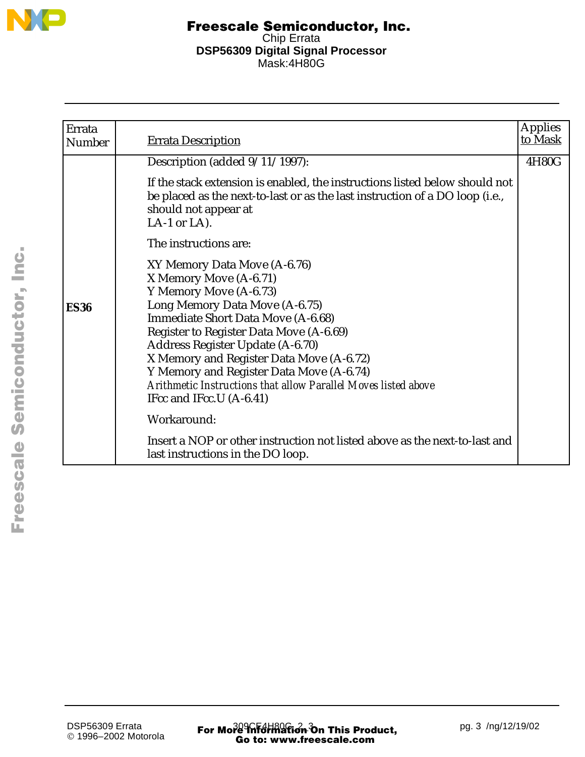| Errata Number | Errata Description | Applies to Mask |
|---|---|---|
| **ES36** | Description (added 9/11/1997):<br><br>If the stack extension is enabled, the instructions listed below should not be placed as the next-to-last or as the last instruction of a DO loop (i.e., should not appear at LA-1 or LA).<br><br>The instructions are:<br><br>XY Memory Data Move (A-6.76)<br>X Memory Move (A-6.71)<br>Y Memory Move (A-6.73)<br>Long Memory Data Move (A-6.75)<br>Immediate Short Data Move (A-6.68)<br>Register to Register Data Move (A-6.69)<br>Address Register Update (A-6.70)<br>X Memory and Register Data Move (A-6.72)<br>Y Memory and Register Data Move (A-6.74)<br>*Arithmetic Instructions that allow Parallel Moves listed above*<br>IFcc and IFcc.U (A-6.41)<br><br>Workaround:<br><br>Insert a NOP or other instruction not listed above as the next-to-last and last instructions in the DO loop. | 4H80G |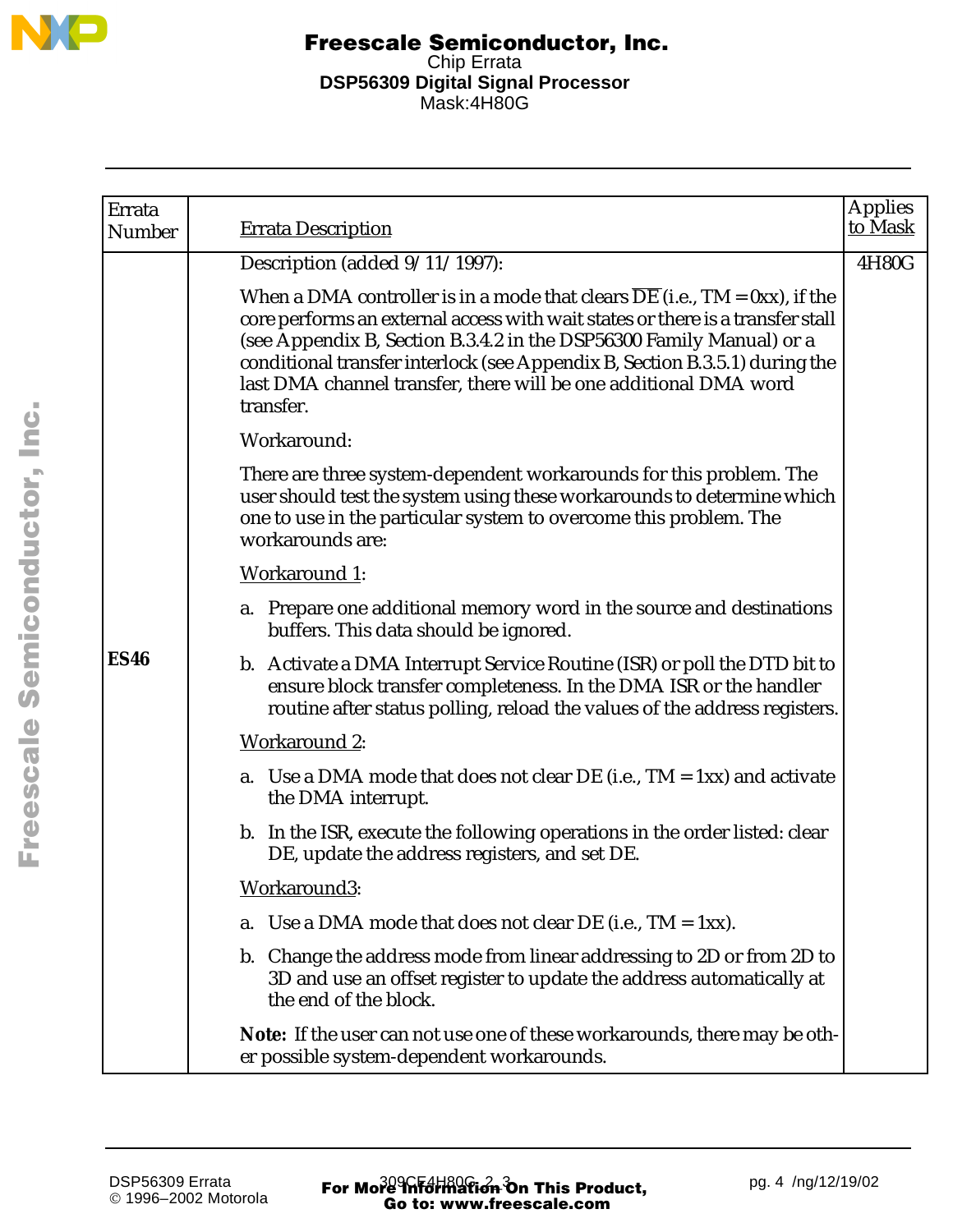| Errata Number | Errata Description | Applies to Mask |
|---|---|---|
| **ES46** | Description (added 9/11/1997):<br><br>When a DMA controller is in a mode that clears $\overline{DE}$ (i.e., TM = 0xx), if the core performs an external access with wait states or there is a transfer stall (see Appendix B, Section B.3.4.2 in the DSP56300 Family Manual) or a conditional transfer interlock (see Appendix B, Section B.3.5.1) during the last DMA channel transfer, there will be one additional DMA word transfer.<br><br>Workaround:<br><br>There are three system-dependent workarounds for this problem. The user should test the system using these workarounds to determine which one to use in the particular system to overcome this problem. The workarounds are:<br><br>Workaround 1:<br><br>a. Prepare one additional memory word in the source and destinations buffers. This data should be ignored.<br><br>b. Activate a DMA Interrupt Service Routine (ISR) or poll the DTD bit to ensure block transfer completeness. In the DMA ISR or the handler routine after status polling, reload the values of the address registers.<br><br>Workaround 2:<br><br>a. Use a DMA mode that does not clear DE (i.e., TM = 1xx) and activate the DMA interrupt.<br><br>b. In the ISR, execute the following operations in the order listed: clear DE, update the address registers, and set DE.<br><br>Workaround3:<br><br>a. Use a DMA mode that does not clear DE (i.e., TM = 1xx).<br><br>b. Change the address mode from linear addressing to 2D or from 2D to 3D and use an offset register to update the address automatically at the end of the block.<br><br>**Note:** If the user can not use one of these workarounds, there may be other possible system-dependent workarounds. | 4H80G |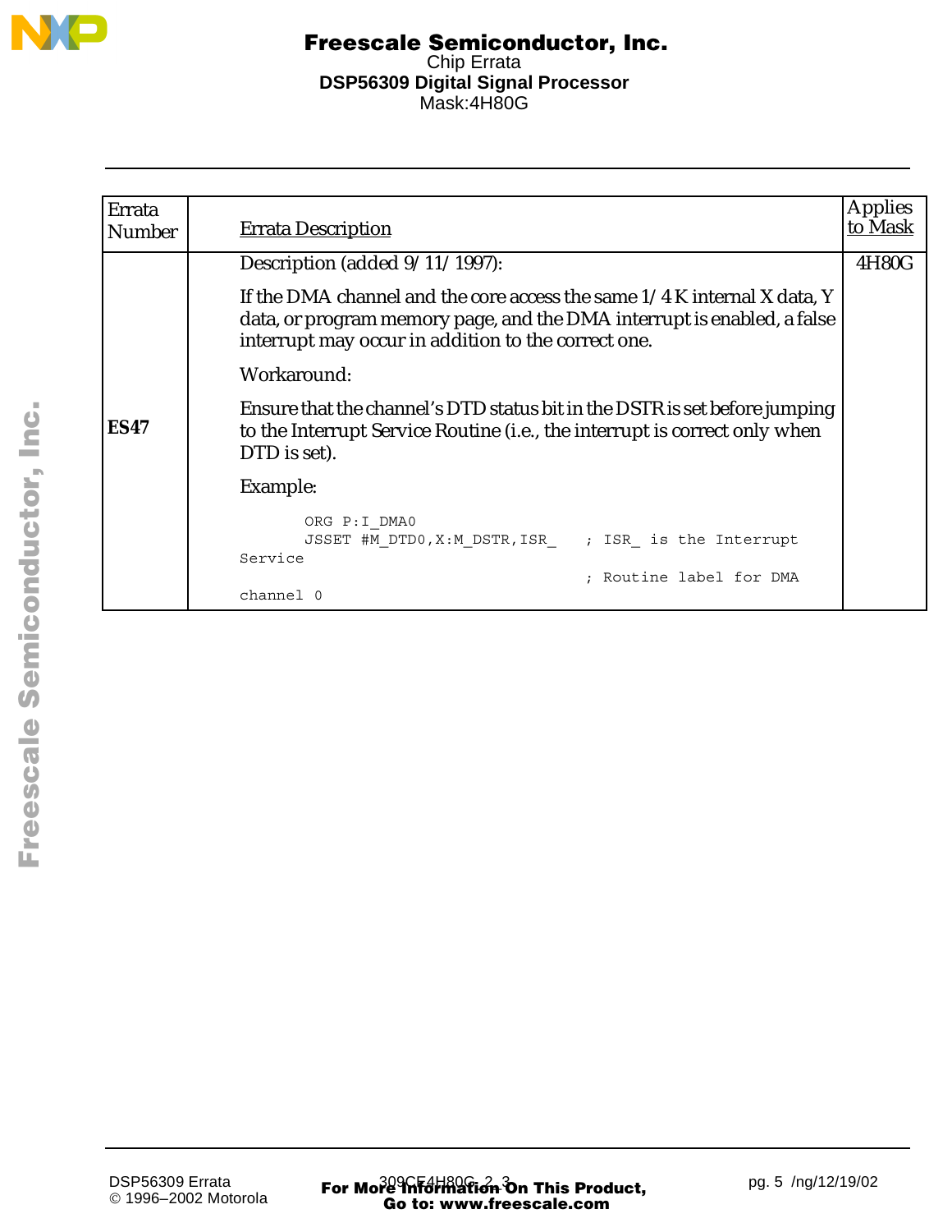| Errata Number | Errata Description | Applies to Mask |
|---|---|---|
| **ES47** | Description (added 9/11/1997):<br><br>If the DMA channel and the core access the same 1/4 K internal X data, Y data, or program memory page, and the DMA interrupt is enabled, a false interrupt may occur in addition to the correct one.<br><br>Workaround:<br><br>Ensure that the channel's DTD status bit in the DSTR is set before jumping to the Interrupt Service Routine (i.e., the interrupt is correct only when DTD is set).<br><br>Example:<br><br>`ORG P:I_DMA0`<br>`JSSET #M_DTD0,X:M_DSTR,ISR_ ; ISR_ is the Interrupt Service`<br>`; Routine label for DMA channel 0` | 4H80G |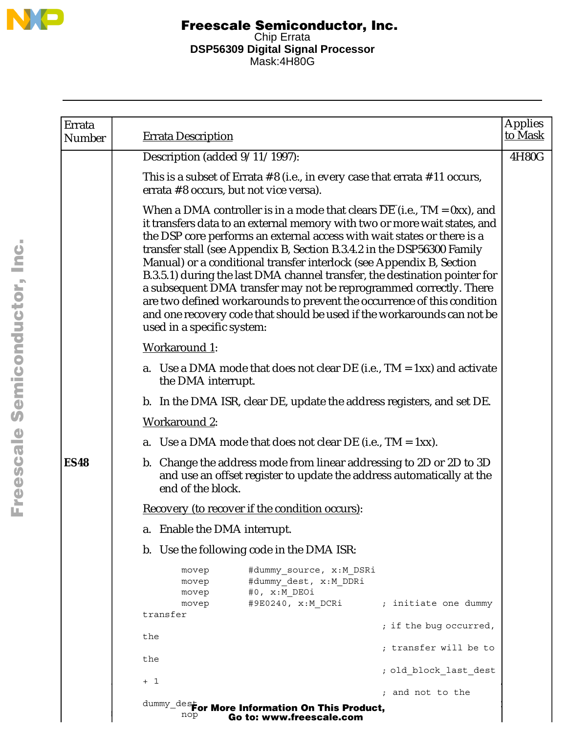| Errata Number | Errata Description | Applies to Mask |
|---|---|---|
| ES48 | Description (added 9/11/1997):<br><br>This is a subset of Errata #8 (i.e., in every case that errata #11 occurs, errata #8 occurs, but not vice versa).<br><br>When a DMA controller is in a mode that clears $\overline{DE}$ (i.e., TM = 0xx), and it transfers data to an external memory with two or more wait states, and the DSP core performs an external access with wait states or there is a transfer stall (see Appendix B, Section B.3.4.2 in the DSP56300 Family Manual) or a conditional transfer interlock (see Appendix B, Section B.3.5.1) during the last DMA channel transfer, the destination pointer for a subsequent DMA transfer may not be reprogrammed correctly. There are two defined workarounds to prevent the occurrence of this condition and one recovery code that should be used if the workarounds can not be used in a specific system:<br><br>Workaround 1:<br><br>a. Use a DMA mode that does not clear DE (i.e., TM = 1xx) and activate the DMA interrupt.<br><br>b. In the DMA ISR, clear DE, update the address registers, and set DE.<br><br>Workaround 2:<br><br>a. Use a DMA mode that does not clear DE (i.e., TM = 1xx).<br><br>b. Change the address mode from linear addressing to 2D or 2D to 3D and use an offset register to update the address automatically at the end of the block.<br><br>Recovery (to recover if the condition occurs):<br><br>a. Enable the DMA interrupt.<br><br>b. Use the following code in the DMA ISR: | 4H80G |

```
      movep      #dummy_source, x:M_DSRi
      movep      #dummy_dest, x:M_DDRi
      movep      #0, x:M_DEOi
      movep      #9E0240, x:M_DCRi       ; initiate one dummy transfer
                                         ; if the bug occurred, the
                                         ; transfer will be to the
                                         ; old_block_last_dest + 1
                                         ; and not to the dummy_dest
      nop
```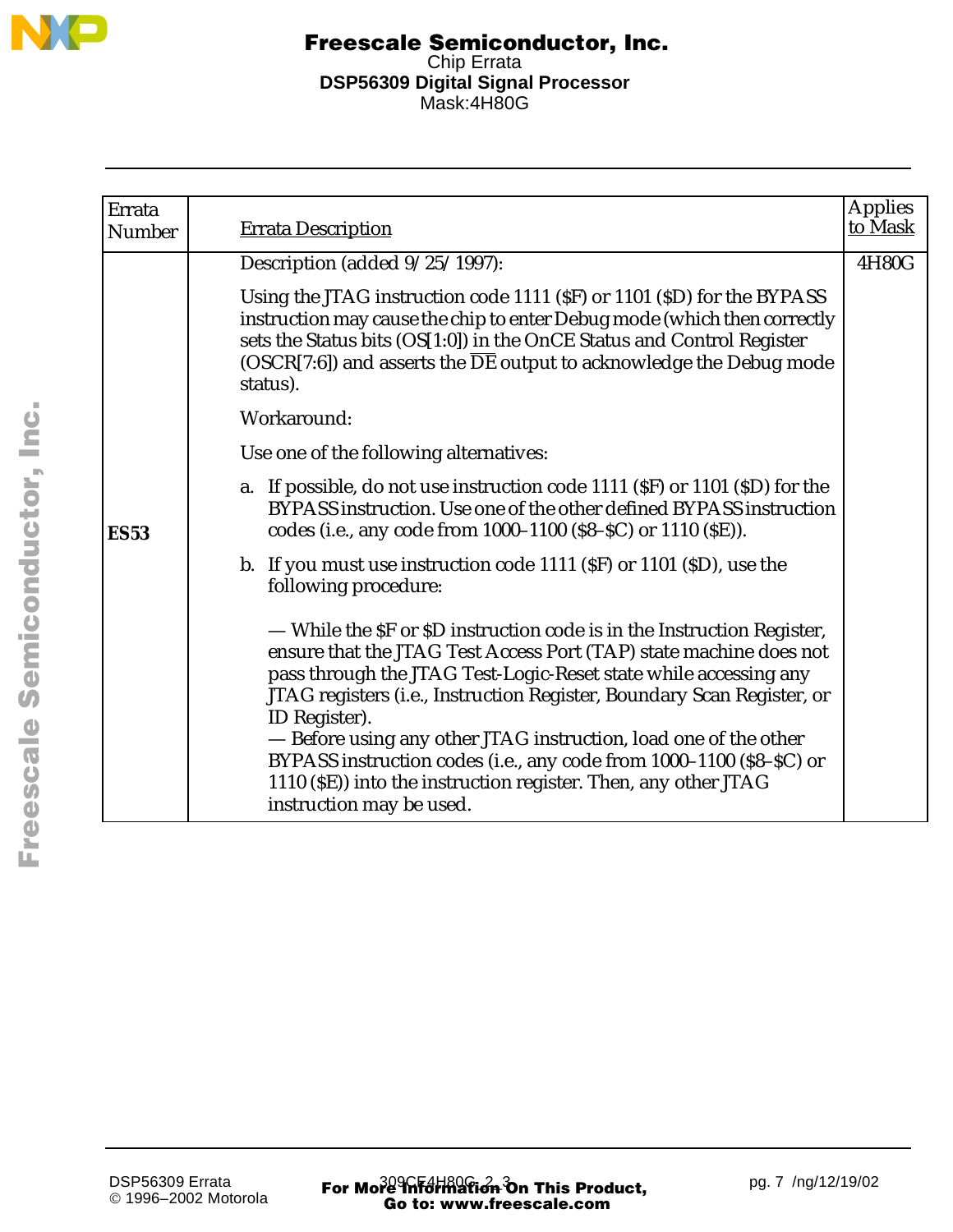| Errata Number | Errata Description | Applies to Mask |
|---|---|---|
| **ES53** | Description (added 9/25/1997):<br><br>Using the JTAG instruction code 1111 ($F) or 1101 ($D) for the BYPASS instruction may cause the chip to enter Debug mode (which then correctly sets the Status bits (OS[1:0]) in the OnCE Status and Control Register (OSCR[7:6]) and asserts the $\overline{DE}$ output to acknowledge the Debug mode status).<br><br>Workaround:<br><br>Use one of the following alternatives:<br><br>a. If possible, do not use instruction code 1111 ($F) or 1101 ($D) for the BYPASS instruction. Use one of the other defined BYPASS instruction codes (i.e., any code from 1000–1100 ($8–$C) or 1110 ($E)).<br><br>b. If you must use instruction code 1111 ($F) or 1101 ($D), use the following procedure:<br><br>— While the $F or $D instruction code is in the Instruction Register, ensure that the JTAG Test Access Port (TAP) state machine does not pass through the JTAG Test-Logic-Reset state while accessing any JTAG registers (i.e., Instruction Register, Boundary Scan Register, or ID Register).<br>— Before using any other JTAG instruction, load one of the other BYPASS instruction codes (i.e., any code from 1000–1100 ($8–$C) or 1110 ($E)) into the instruction register. Then, any other JTAG instruction may be used. | 4H80G |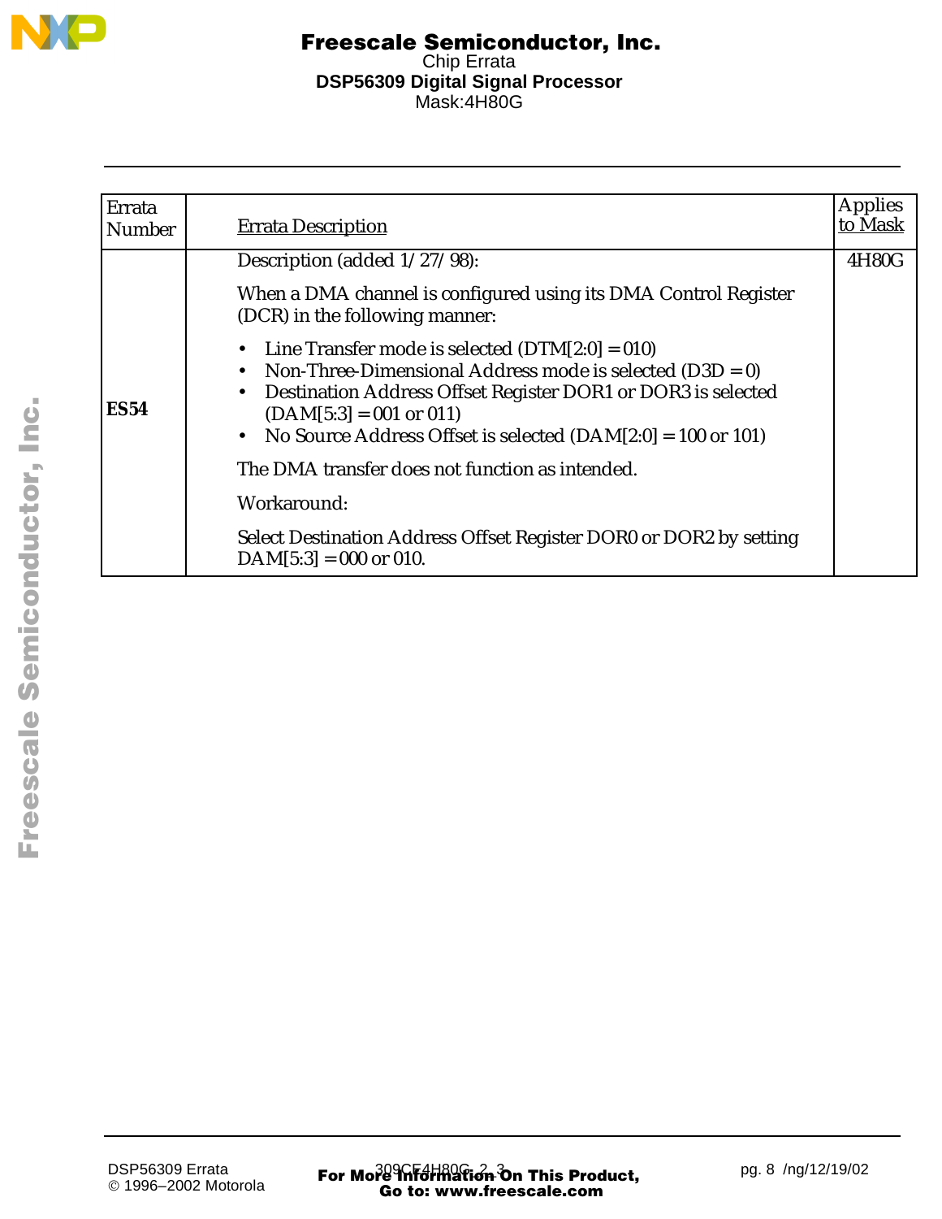| Errata Number | Errata Description | Applies to Mask |
|---|---|---|
| **ES54** | Description (added 1/27/98):<br><br>When a DMA channel is configured using its DMA Control Register (DCR) in the following manner:<br><br>• Line Transfer mode is selected (DTM[2:0] = 010)<br>• Non-Three-Dimensional Address mode is selected (D3D = 0)<br>• Destination Address Offset Register DOR1 or DOR3 is selected (DAM[5:3] = 001 or 011)<br>• No Source Address Offset is selected (DAM[2:0] = 100 or 101)<br><br>The DMA transfer does not function as intended.<br><br>Workaround:<br><br>Select Destination Address Offset Register DOR0 or DOR2 by setting DAM[5:3] = 000 or 010. | 4H80G |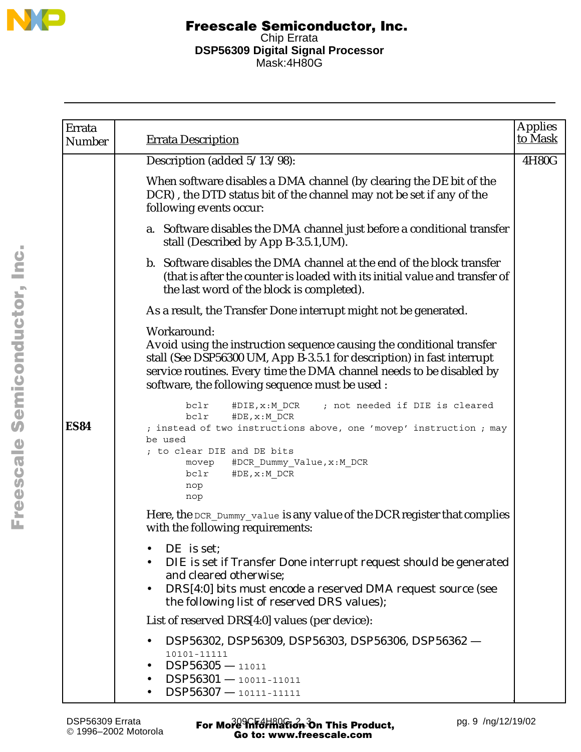| Errata Number | Errata Description | Applies to Mask |
|---|---|---|
| ES84 | Description (added 5/13/98):<br><br>When software disables a DMA channel (by clearing the DE bit of the DCR) , the DTD status bit of the channel may not be set if any of the following events occur:<br><br>a. Software disables the DMA channel just before a conditional transfer stall (Described by App B-3.5.1,UM).<br><br>b. Software disables the DMA channel at the end of the block transfer (that is after the counter is loaded with its initial value and transfer of the last word of the block is completed).<br><br>As a result, the Transfer Done interrupt might not be generated.<br><br>Workaround:<br>Avoid using the instruction sequence causing the conditional transfer stall (See DSP56300 UM, App B-3.5.1 for description) in fast interrupt service routines. Every time the DMA channel needs to be disabled by software, the following sequence must be used :<br><br>`bclr #DIE,x:M_DCR ; not needed if DIE is cleared`<br>`bclr #DE,x:M_DCR`<br>`; instead of two instructions above, one 'movep' instruction ; may be used`<br>`; to clear DIE and DE bits`<br>`movep #DCR_Dummy_Value,x:M_DCR`<br>`bclr #DE,x:M_DCR`<br>`nop`<br>`nop`<br><br>Here, the `DCR_Dummy_value` is any value of the DCR register that complies with the following requirements:<br><br>• DE is set;<br>• DIE is set if Transfer Done interrupt request should be generated and cleared otherwise;<br>• DRS[4:0] bits must encode a reserved DMA request source (see the following list of reserved DRS values);<br><br>List of reserved DRS[4:0] values (per device):<br><br>• DSP56302, DSP56309, DSP56303, DSP56306, DSP56362 — `10101-11111`<br>• DSP56305 — `11011`<br>• DSP56301 — `10011-11011`<br>• DSP56307 — `10111-11111` | 4H80G |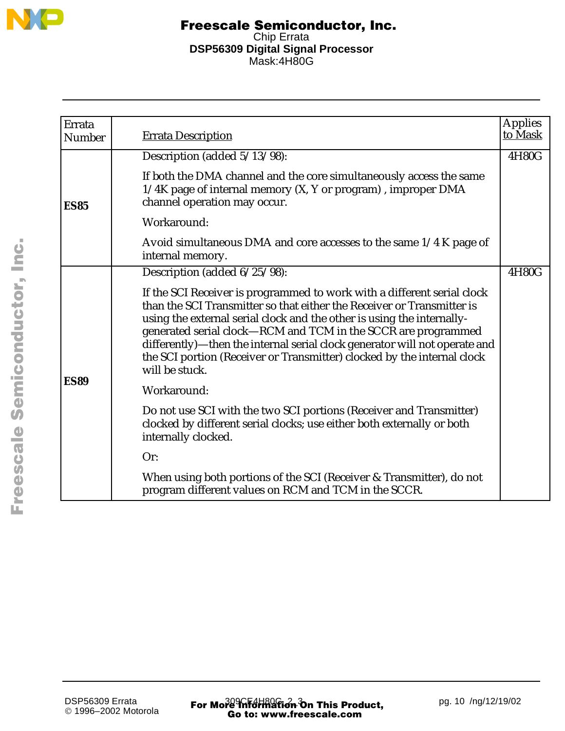| Errata Number | Errata Description | Applies to Mask |
|---|---|---|
| **ES85** | Description (added 5/13/98):<br><br>If both the DMA channel and the core simultaneously access the same 1/4K page of internal memory (X, Y or program) , improper DMA channel operation may occur.<br><br>Workaround:<br><br>Avoid simultaneous DMA and core accesses to the same 1/4 K page of internal memory. | 4H80G |
| **ES89** | Description (added 6/25/98):<br><br>If the SCI Receiver is programmed to work with a different serial clock than the SCI Transmitter so that either the Receiver or Transmitter is using the external serial clock and the other is using the internally-generated serial clock—RCM and TCM in the SCCR are programmed differently)—then the internal serial clock generator will not operate and the SCI portion (Receiver or Transmitter) clocked by the internal clock will be stuck.<br><br>Workaround:<br><br>Do not use SCI with the two SCI portions (Receiver and Transmitter) clocked by different serial clocks; use either both externally or both internally clocked.<br><br>Or:<br><br>When using both portions of the SCI (Receiver & Transmitter), do not program different values on RCM and TCM in the SCCR. | 4H80G |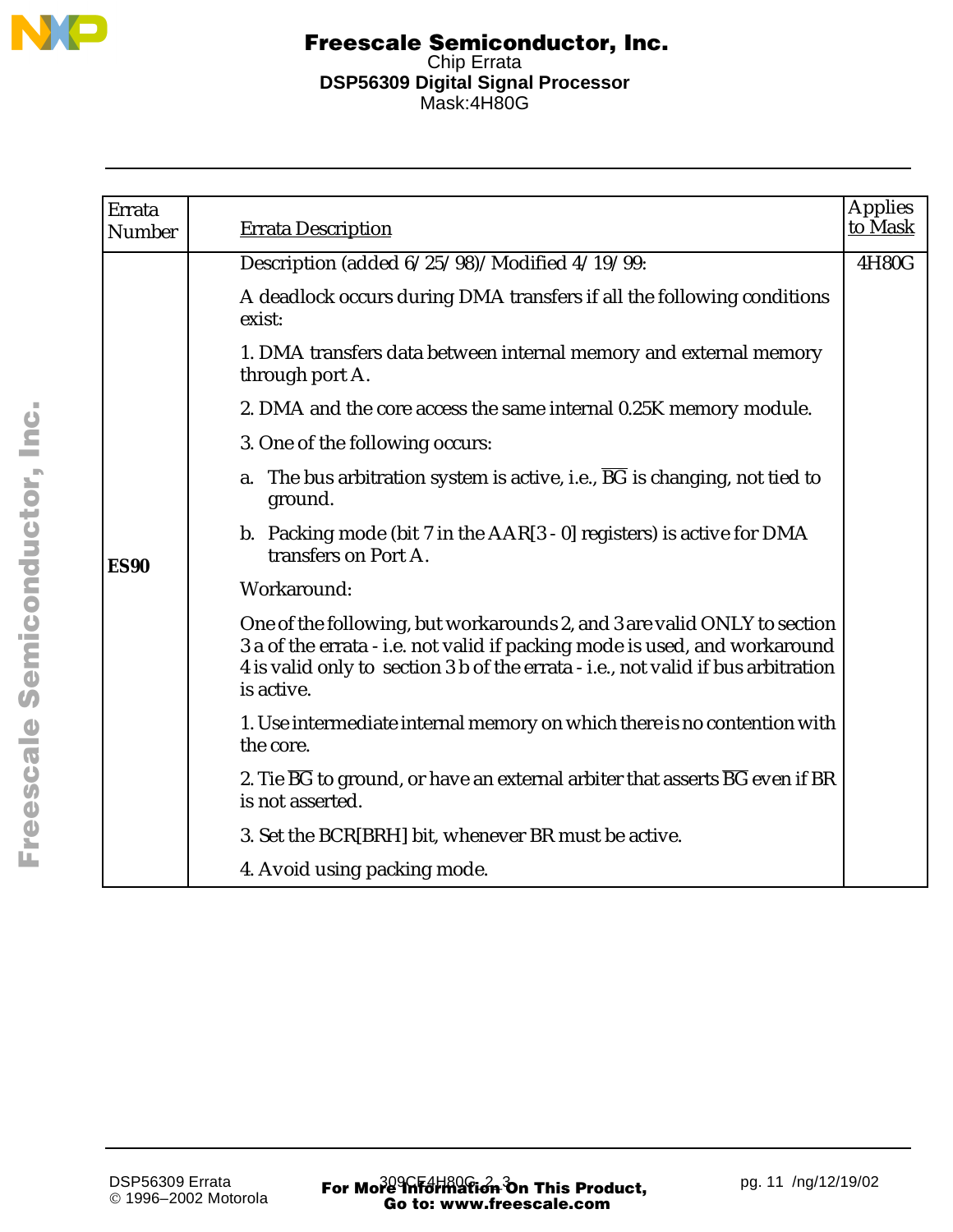| Errata Number | Errata Description | Applies to Mask |
|---|---|---|
| **ES90** | Description (added 6/25/98)/Modified 4/19/99:<br><br>A deadlock occurs during DMA transfers if all the following conditions exist:<br><br>1. DMA transfers data between internal memory and external memory through port A.<br><br>2. DMA and the core access the same internal 0.25K memory module.<br><br>3. One of the following occurs:<br><br>a. The bus arbitration system is active, i.e., $\overline{BG}$ is changing, not tied to ground.<br><br>b. Packing mode (bit 7 in the AAR[3 - 0] registers) is active for DMA transfers on Port A.<br><br>Workaround:<br><br>One of the following, but workarounds 2, and 3 are valid ONLY to section 3 a of the errata - i.e. not valid if packing mode is used, and workaround 4 is valid only to section 3 b of the errata - i.e., not valid if bus arbitration is active.<br><br>1. Use intermediate internal memory on which there is no contention with the core.<br><br>2. Tie $\overline{BG}$ to ground, or have an external arbiter that asserts $\overline{BG}$ even if BR is not asserted.<br><br>3. Set the BCR[BRH] bit, whenever BR must be active.<br><br>4. Avoid using packing mode. | 4H80G |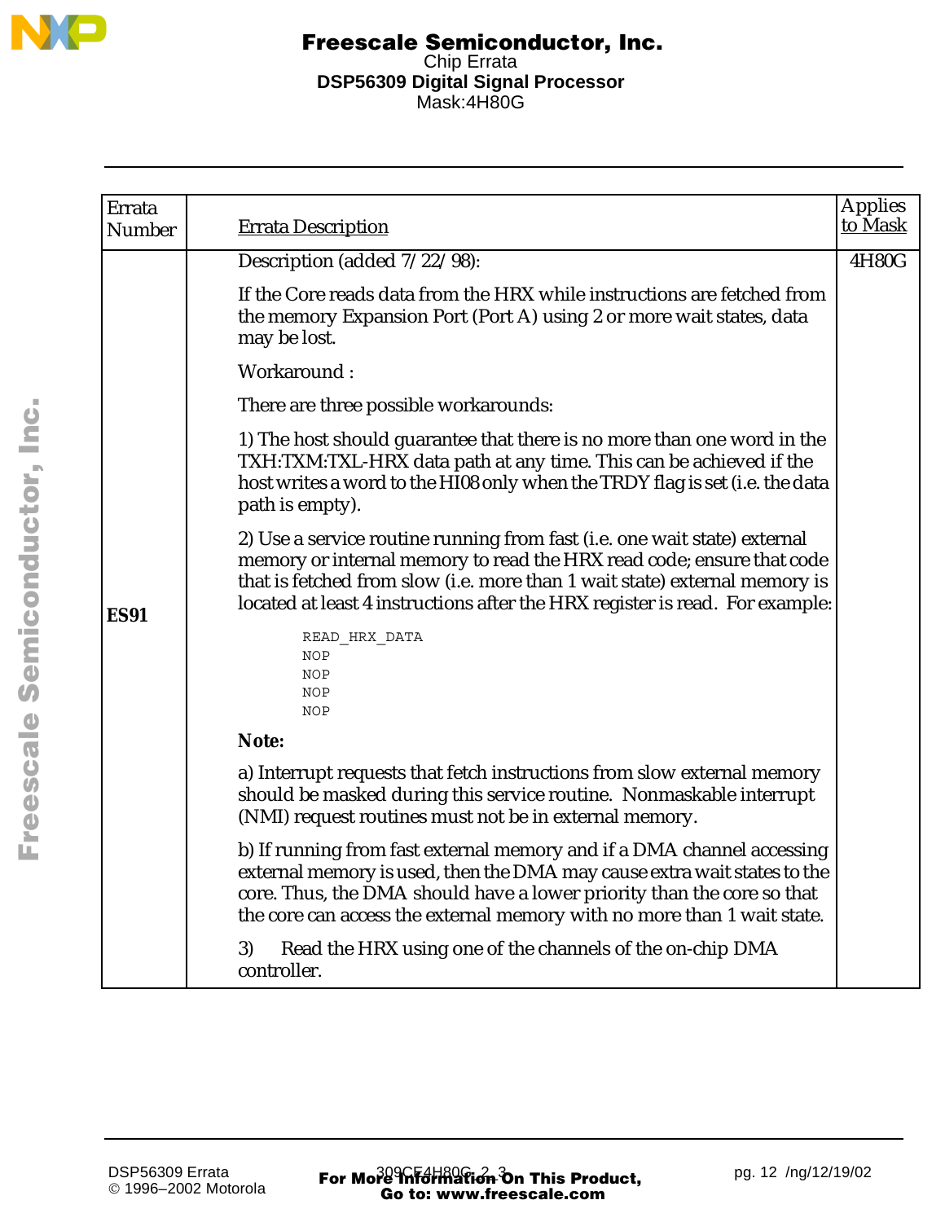| Errata Number | Errata Description | Applies to Mask |
|---|---|---|
| **ES91** | Description (added 7/22/98):<br><br>If the Core reads data from the HRX while instructions are fetched from the memory Expansion Port (Port A) using 2 or more wait states, data may be lost.<br><br>Workaround :<br><br>There are three possible workarounds:<br><br>1) The host should guarantee that there is no more than one word in the TXH:TXM:TXL-HRX data path at any time. This can be achieved if the host writes a word to the HI08 only when the TRDY flag is set (i.e. the data path is empty).<br><br>2) Use a service routine running from fast (i.e. one wait state) external memory or internal memory to read the HRX read code; ensure that code that is fetched from slow (i.e. more than 1 wait state) external memory is located at least 4 instructions after the HRX register is read. For example:<br><br>`READ_HRX_DATA`<br>`NOP`<br>`NOP`<br>`NOP`<br>`NOP`<br><br>**Note:**<br><br>a) Interrupt requests that fetch instructions from slow external memory should be masked during this service routine. Nonmaskable interrupt (NMI) request routines must not be in external memory.<br><br>b) If running from fast external memory and if a DMA channel accessing external memory is used, then the DMA may cause extra wait states to the core. Thus, the DMA should have a lower priority than the core so that the core can access the external memory with no more than 1 wait state.<br><br>3) Read the HRX using one of the channels of the on-chip DMA controller. | 4H80G |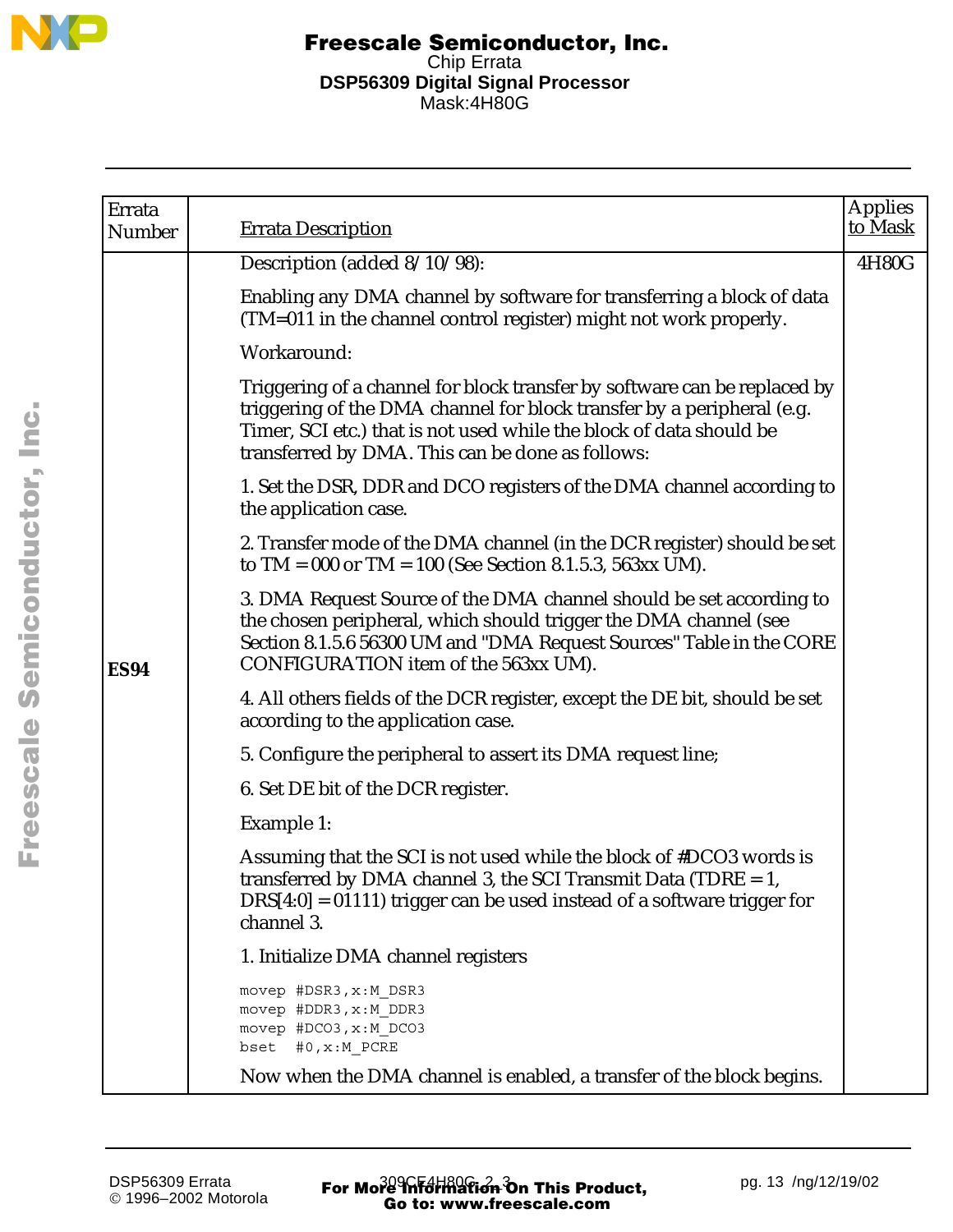| Errata Number | Errata Description | Applies to Mask |
|---|---|---|
| ES94 | Description (added 8/10/98):<br><br>Enabling any DMA channel by software for transferring a block of data (TM=011 in the channel control register) might not work properly.<br><br>Workaround:<br><br>Triggering of a channel for block transfer by software can be replaced by triggering of the DMA channel for block transfer by a peripheral (e.g. Timer, SCI etc.) that is not used while the block of data should be transferred by DMA. This can be done as follows:<br><br>1. Set the DSR, DDR and DCO registers of the DMA channel according to the application case.<br><br>2. Transfer mode of the DMA channel (in the DCR register) should be set to TM = 000 or TM = 100 (See Section 8.1.5.3, 563xx UM).<br><br>3. DMA Request Source of the DMA channel should be set according to the chosen peripheral, which should trigger the DMA channel (see Section 8.1.5.6 56300 UM and "DMA Request Sources" Table in the CORE CONFIGURATION item of the 563xx UM).<br><br>4. All others fields of the DCR register, except the DE bit, should be set according to the application case.<br><br>5. Configure the peripheral to assert its DMA request line;<br><br>6. Set DE bit of the DCR register.<br><br>Example 1:<br><br>Assuming that the SCI is not used while the block of #DCO3 words is transferred by DMA channel 3, the SCI Transmit Data (TDRE = 1, DRS[4:0] = 01111) trigger can be used instead of a software trigger for channel 3.<br><br>1. Initialize DMA channel registers<br><br>`movep #DSR3,x:M_DSR3`<br>`movep #DDR3,x:M_DDR3`<br>`movep #DCO3,x:M_DCO3`<br>`bset  #0,x:M_PCRE`<br><br>Now when the DMA channel is enabled, a transfer of the block begins. | 4H80G |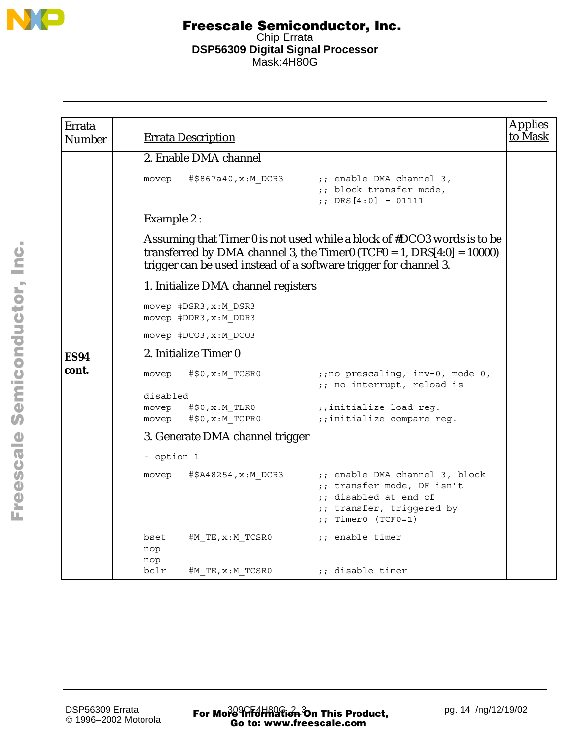| Errata Number | Errata Description | Applies to Mask |
|---|---|---|
| ES94 cont. | 2. Enable DMA channel<br>`movep #$867a40,x:M_DCR3 ;; enable DMA channel 3, ;; block transfer mode, ;; DRS[4:0] = 01111`<br>Example 2 :<br>Assuming that Timer 0 is not used while a block of #DCO3 words is to be transferred by DMA channel 3, the Timer0 (TCF0 = 1, DRS[4:0] = 10000) trigger can be used instead of a software trigger for channel 3.<br>1. Initialize DMA channel registers<br>`movep #DSR3,x:M_DSR3`<br>`movep #DDR3,x:M_DDR3`<br>`movep #DCO3,x:M_DCO3`<br>2. Initialize Timer 0<br>`movep #$0,x:M_TCSR0 ;;no prescaling, inv=0, mode 0, ;; no interrupt, reload is disabled`<br>`movep #$0,x:M_TLR0 ;;initialize load reg.`<br>`movep #$0,x:M_TCPR0 ;;initialize compare reg.`<br>3. Generate DMA channel trigger<br>- option 1<br>`movep #$A48254,x:M_DCR3 ;; enable DMA channel 3, block ;; transfer mode, DE isn't ;; disabled at end of ;; transfer, triggered by ;; Timer0 (TCF0=1)`<br>`bset #M_TE,x:M_TCSR0 ;; enable timer`<br>`nop`<br>`nop`<br>`bclr #M_TE,x:M_TCSR0 ;; disable timer` | |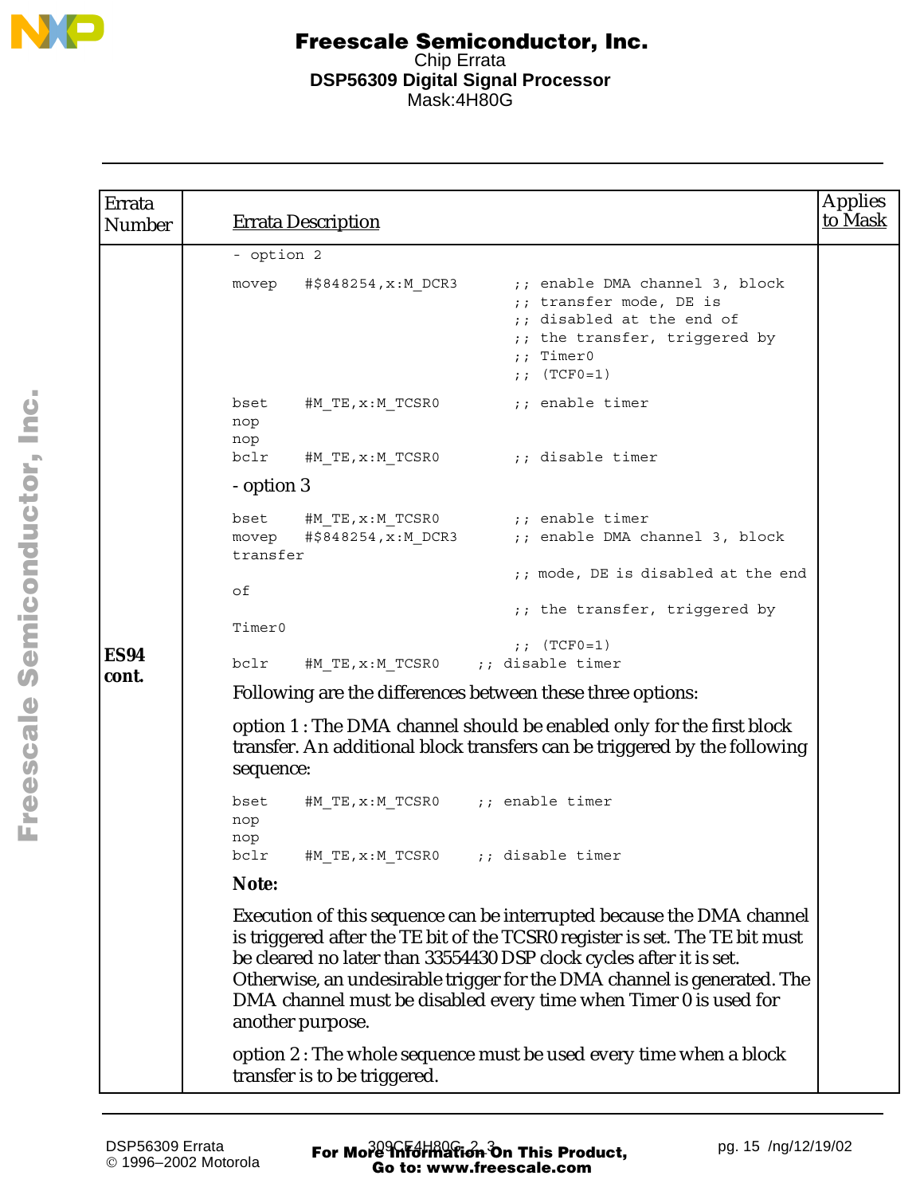| Errata Number | Errata Description | Applies to Mask |
|---|---|---|
| **ES94 cont.** | - option 2<br>`movep #$848254,x:M_DCR3 ;; enable DMA channel 3, block`<br>`;; transfer mode, DE is`<br>`;; disabled at the end of`<br>`;; the transfer, triggered by`<br>`;; Timer0`<br>`;; (TCF0=1)`<br>`bset #M_TE,x:M_TCSR0 ;; enable timer`<br>`nop`<br>`nop`<br>`bclr #M_TE,x:M_TCSR0 ;; disable timer`<br>- option 3<br>`bset #M_TE,x:M_TCSR0 ;; enable timer`<br>`movep #$848254,x:M_DCR3 ;; enable DMA channel 3, block transfer`<br>`;; mode, DE is disabled at the end of`<br>`;; the transfer, triggered by Timer0`<br>`;; (TCF0=1)`<br>`bclr #M_TE,x:M_TCSR0 ;; disable timer`<br>Following are the differences between these three options:<br>option 1 : The DMA channel should be enabled only for the first block transfer. An additional block transfers can be triggered by the following sequence:<br>`bset #M_TE,x:M_TCSR0 ;; enable timer`<br>`nop`<br>`nop`<br>`bclr #M_TE,x:M_TCSR0 ;; disable timer`<br>**Note:**<br>Execution of this sequence can be interrupted because the DMA channel is triggered after the TE bit of the TCSR0 register is set. The TE bit must be cleared no later than 33554430 DSP clock cycles after it is set. Otherwise, an undesirable trigger for the DMA channel is generated. The DMA channel must be disabled every time when Timer 0 is used for another purpose.<br>option 2 : The whole sequence must be used every time when a block transfer is to be triggered. | |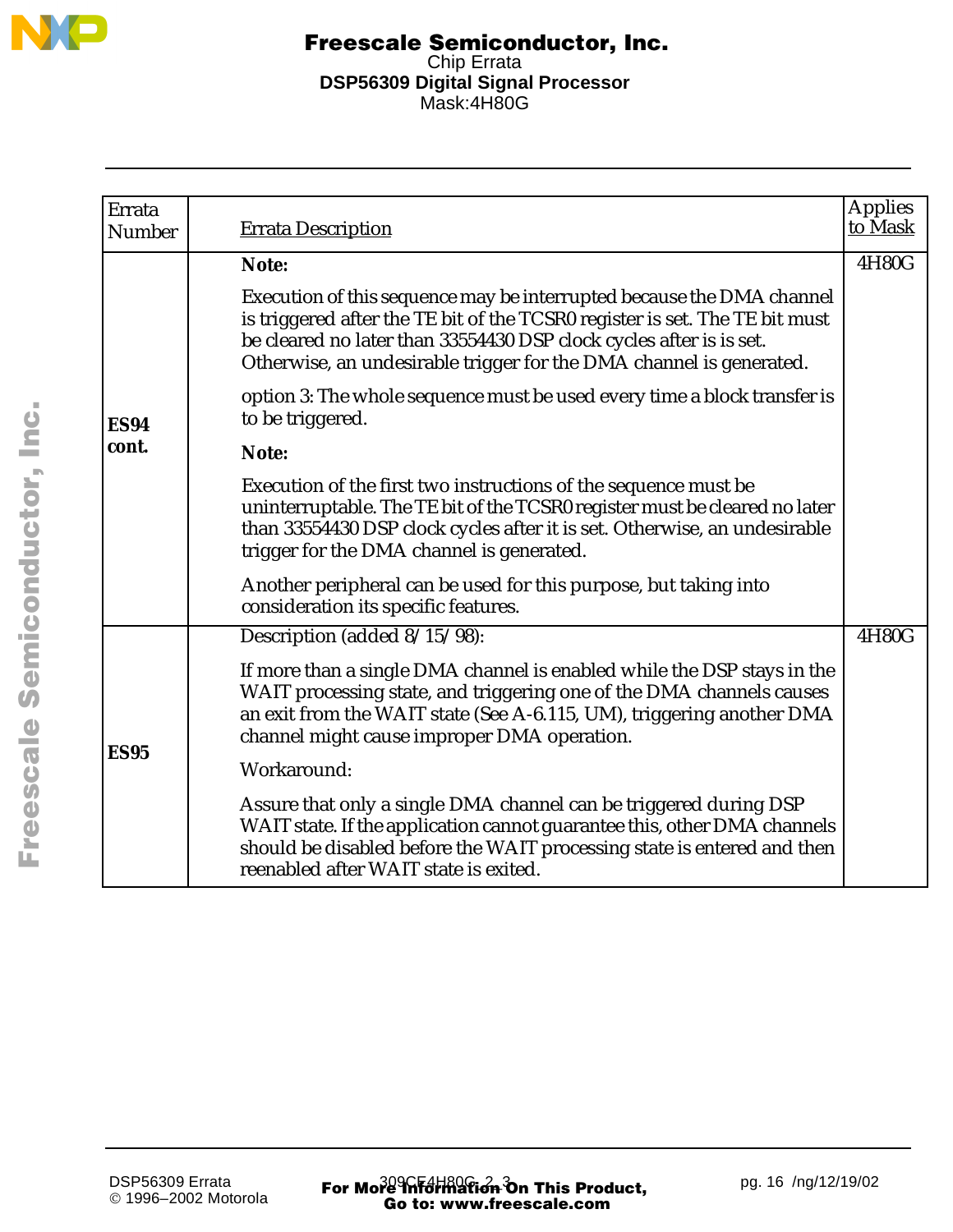| Errata Number | Errata Description | Applies to Mask |
|---|---|---|
| **ES94 cont.** | **Note:** Execution of this sequence may be interrupted because the DMA channel is triggered after the TE bit of the TCSR0 register is set. The TE bit must be cleared no later than 33554430 DSP clock cycles after is is set. Otherwise, an undesirable trigger for the DMA channel is generated. option 3: The whole sequence must be used every time a block transfer is to be triggered. **Note:** Execution of the first two instructions of the sequence must be uninterruptable. The TE bit of the TCSR0 register must be cleared no later than 33554430 DSP clock cycles after it is set. Otherwise, an undesirable trigger for the DMA channel is generated. Another peripheral can be used for this purpose, but taking into consideration its specific features. | 4H80G |
| **ES95** | Description (added 8/15/98): If more than a single DMA channel is enabled while the DSP stays in the WAIT processing state, and triggering one of the DMA channels causes an exit from the WAIT state (See A-6.115, UM), triggering another DMA channel might cause improper DMA operation. Workaround: Assure that only a single DMA channel can be triggered during DSP WAIT state. If the application cannot guarantee this, other DMA channels should be disabled before the WAIT processing state is entered and then reenabled after WAIT state is exited. | 4H80G |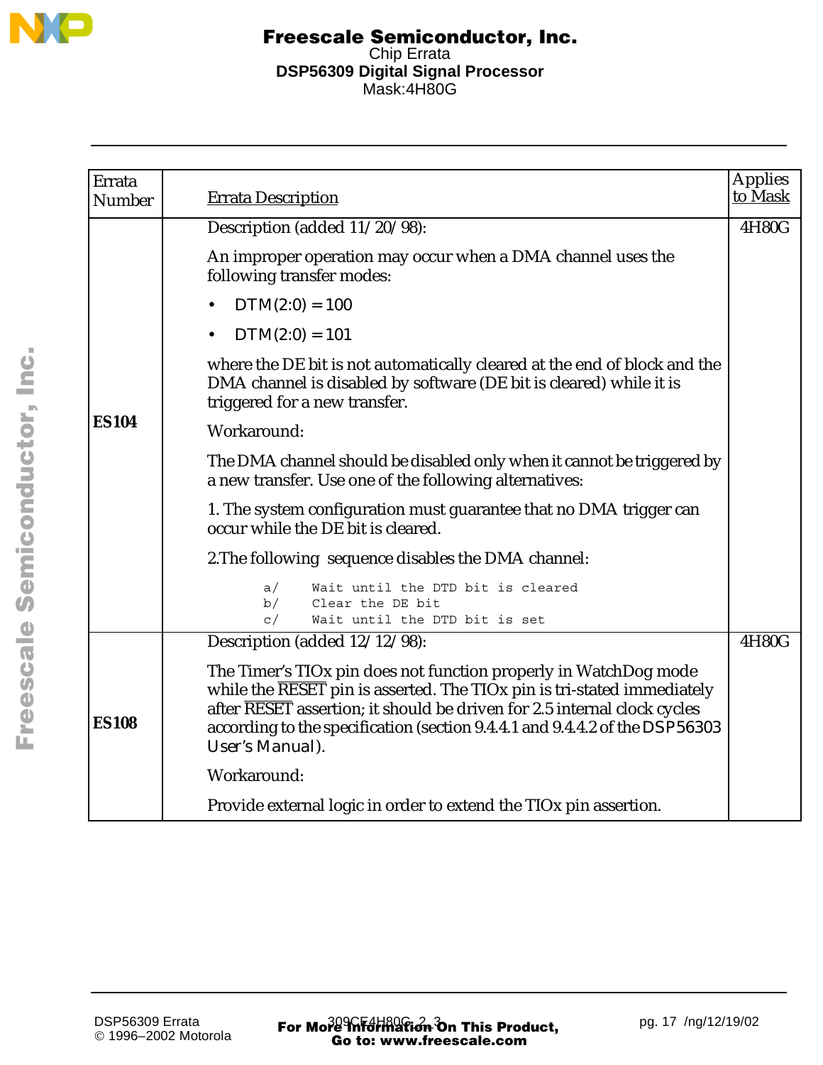| Errata Number | Errata Description | Applies to Mask |
|---|---|---|
| **ES104** | Description (added 11/20/98):<br><br>An improper operation may occur when a DMA channel uses the following transfer modes:<br>• DTM(2:0) = 100<br>• DTM(2:0) = 101<br><br>where the DE bit is not automatically cleared at the end of block and the DMA channel is disabled by software (DE bit is cleared) while it is triggered for a new transfer.<br><br>Workaround:<br><br>The DMA channel should be disabled only when it cannot be triggered by a new transfer. Use one of the following alternatives:<br><br>1. The system configuration must guarantee that no DMA trigger can occur while the DE bit is cleared.<br><br>2.The following sequence disables the DMA channel:<br><br>a/ Wait until the DTD bit is cleared<br>b/ Clear the DE bit<br>c/ Wait until the DTD bit is set | 4H80G |
| **ES108** | Description (added 12/12/98):<br><br>The Timer's TIOx pin does not function properly in WatchDog mode while the $\overline{\text{RESET}}$ pin is asserted. The TIOx pin is tri-stated immediately after $\overline{\text{RESET}}$ assertion; it should be driven for 2.5 internal clock cycles according to the specification (section 9.4.4.1 and 9.4.4.2 of the *DSP56303 User's Manual*).<br><br>Workaround:<br><br>Provide external logic in order to extend the TIOx pin assertion. | 4H80G |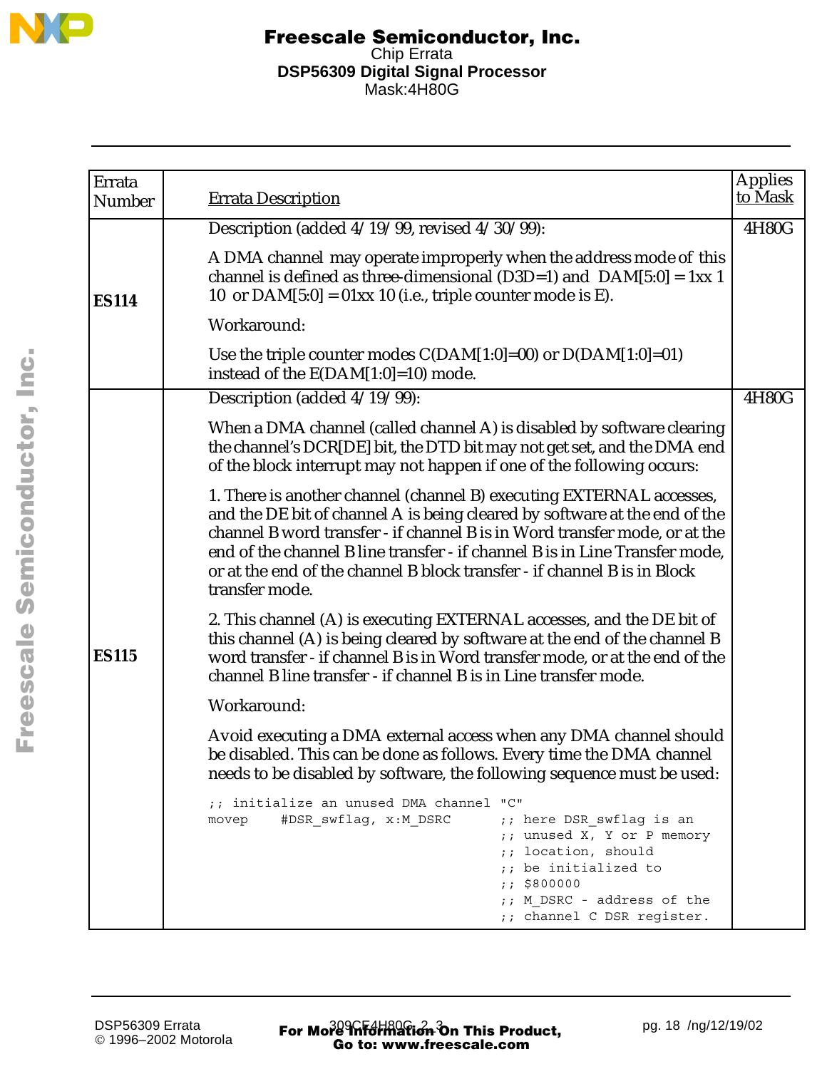| Errata Number | Errata Description | Applies to Mask |
|---|---|---|
| **ES114** | Description (added 4/19/99, revised 4/30/99):<br><br>A DMA channel may operate improperly when the address mode of this channel is defined as three-dimensional (D3D=1) and DAM[5:0] = 1xx 1 10 or DAM[5:0] = 01xx 10 (i.e., triple counter mode is E).<br><br>Workaround:<br><br>Use the triple counter modes C(DAM[1:0]=00) or D(DAM[1:0]=01) instead of the E(DAM[1:0]=10) mode. | 4H80G |
| **ES115** | Description (added 4/19/99):<br><br>When a DMA channel (called channel A) is disabled by software clearing the channel's DCR[DE] bit, the DTD bit may not get set, and the DMA end of the block interrupt may not happen if one of the following occurs:<br><br>1. There is another channel (channel B) executing EXTERNAL accesses, and the DE bit of channel A is being cleared by software at the end of the channel B word transfer - if channel B is in Word transfer mode, or at the end of the channel B line transfer - if channel B is in Line Transfer mode, or at the end of the channel B block transfer - if channel B is in Block transfer mode.<br><br>2. This channel (A) is executing EXTERNAL accesses, and the DE bit of this channel (A) is being cleared by software at the end of the channel B word transfer - if channel B is in Word transfer mode, or at the end of the channel B line transfer - if channel B is in Line transfer mode.<br><br>Workaround:<br><br>Avoid executing a DMA external access when any DMA channel should be disabled. This can be done as follows. Every time the DMA channel needs to be disabled by software, the following sequence must be used:<br><br>`;; initialize an unused DMA channel "C"`<br>`movep    #DSR_swflag, x:M_DSRC      ;; here DSR_swflag is an`<br>`                                    ;; unused X, Y or P memory`<br>`                                    ;; location, should`<br>`                                    ;; be initialized to`<br>`                                    ;; $800000`<br>`                                    ;; M_DSRC - address of the`<br>`                                    ;; channel C DSR register.` | 4H80G |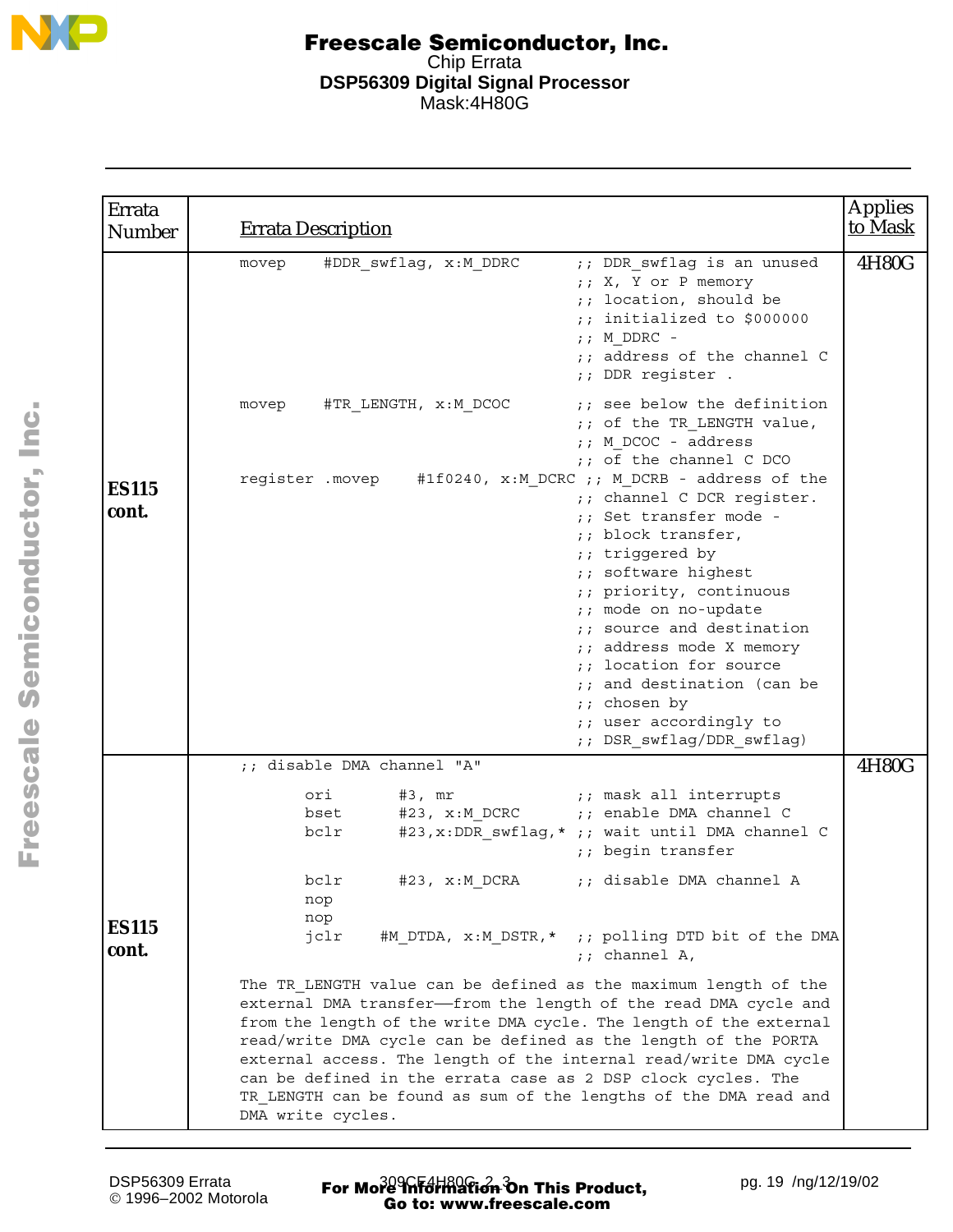| Errata Number | Errata Description | Applies to Mask |
|---|---|---|
| **ES115 cont.** | ``movep #DDR_swflag, x:M_DDRC ;; DDR_swflag is an unused ;; X, Y or P memory ;; location, should be ;; initialized to $000000 ;; M_DDRC - ;; address of the channel C ;; DDR register .``<br><br>``movep #TR_LENGTH, x:M_DCOC ;; see below the definition ;; of the TR_LENGTH value, ;; M_DCOC - address ;; of the channel C DCO``<br>``register .movep #1f0240, x:M_DCRC ;; M_DCRB - address of the ;; channel C DCR register. ;; Set transfer mode - ;; block transfer, ;; triggered by ;; software highest ;; priority, continuous ;; mode on no-update ;; source and destination ;; address mode X memory ;; location for source ;; and destination (can be ;; chosen by ;; user accordingly to ;; DSR_swflag/DDR_swflag)`` | 4H80G |
| **ES115 cont.** | ``;; disable DMA channel "A"``<br><br>``ori #3, mr ;; mask all interrupts``<br>``bset #23, x:M_DCRC ;; enable DMA channel C``<br>``bclr #23,x:DDR_swflag,* ;; wait until DMA channel C ;; begin transfer``<br><br>``bclr #23, x:M_DCRA ;; disable DMA channel A``<br>``nop``<br>``nop``<br>``jclr #M_DTDA, x:M_DSTR,* ;; polling DTD bit of the DMA ;; channel A,``<br><br>The TR_LENGTH value can be defined as the maximum length of the external DMA transfer—from the length of the read DMA cycle and from the length of the write DMA cycle. The length of the external read/write DMA cycle can be defined as the length of the PORTA external access. The length of the internal read/write DMA cycle can be defined in the errata case as 2 DSP clock cycles. The TR_LENGTH can be found as sum of the lengths of the DMA read and DMA write cycles. | 4H80G |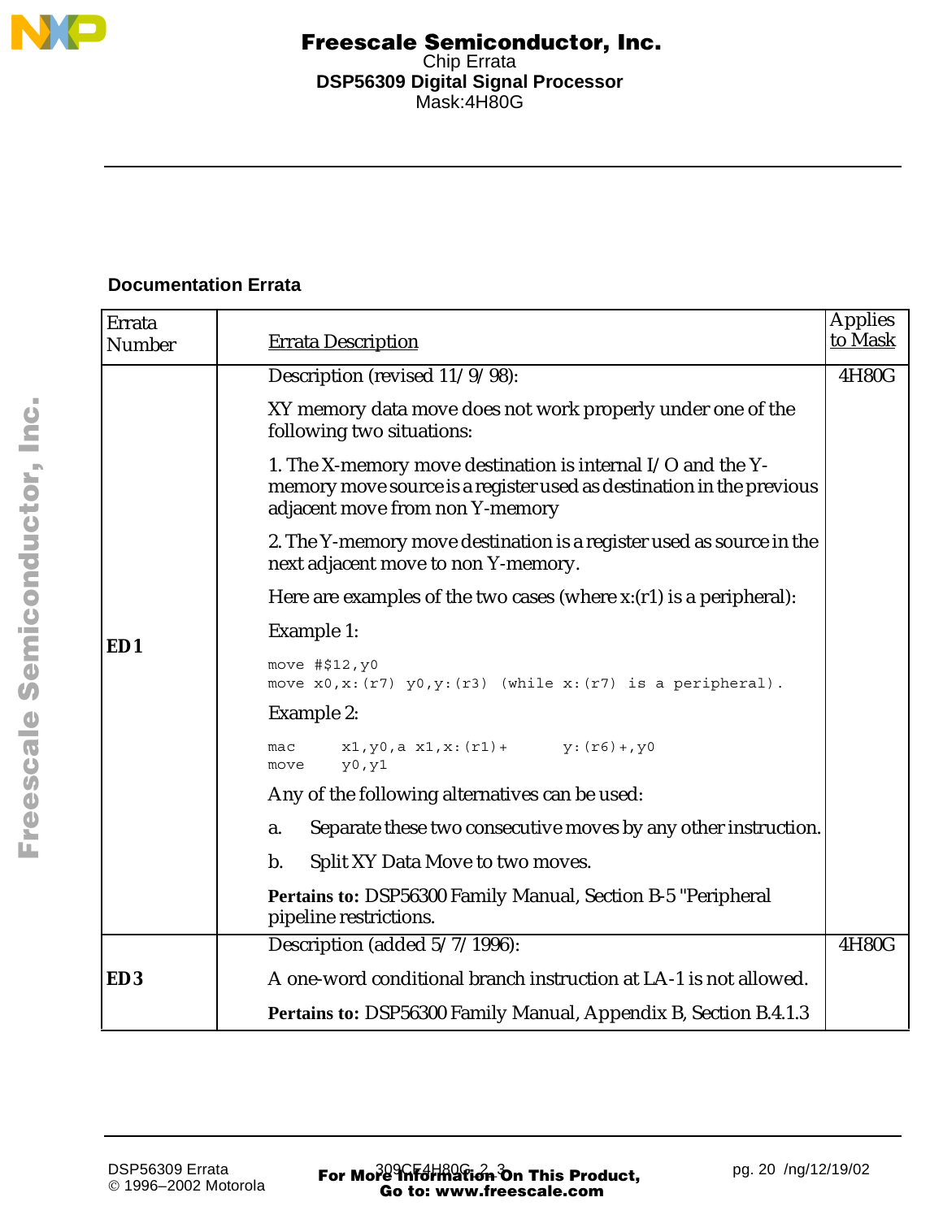## Documentation Errata

| Errata Number | Errata Description | Applies to Mask |
|---|---|---|
| ED1 | Description (revised 11/9/98):<br><br>XY memory data move does not work properly under one of the following two situations:<br><br>1. The X-memory move destination is internal I/O and the Y-memory move source is a register used as destination in the previous adjacent move from non Y-memory<br><br>2. The Y-memory move destination is a register used as source in the next adjacent move to non Y-memory.<br><br>Here are examples of the two cases (where x:(r1) is a peripheral):<br><br>Example 1:<br><br>`move #$12,y0`<br>`move x0,x:(r7) y0,y:(r3) (while x:(r7) is a peripheral).`<br><br>Example 2:<br><br>`mac x1,y0,a x1,x:(r1)+ y:(r6)+,y0`<br>`move y0,y1`<br><br>Any of the following alternatives can be used:<br><br>a. Separate these two consecutive moves by any other instruction.<br><br>b. Split XY Data Move to two moves.<br><br>**Pertains to:** DSP56300 Family Manual, Section B-5 "Peripheral pipeline restrictions. | 4H80G |
| ED3 | Description (added 5/7/1996):<br><br>A one-word conditional branch instruction at LA-1 is not allowed.<br><br>**Pertains to:** DSP56300 Family Manual, Appendix B, Section B.4.1.3 | 4H80G |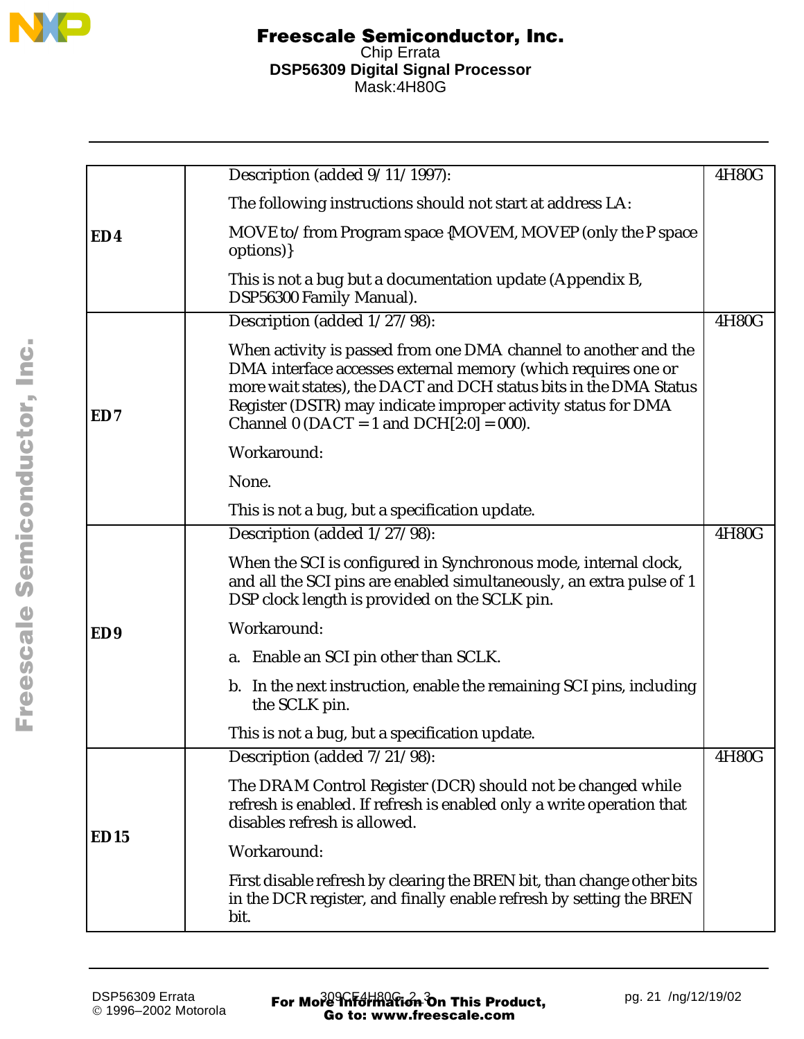| | | |
|---|---|---|
| **ED4** | Description (added 9/11/1997):<br><br>The following instructions should not start at address LA:<br><br>MOVE to/from Program space {MOVEM, MOVEP (only the P space options)}<br><br>This is not a bug but a documentation update (Appendix B, DSP56300 Family Manual). | 4H80G |
| **ED7** | Description (added 1/27/98):<br><br>When activity is passed from one DMA channel to another and the DMA interface accesses external memory (which requires one or more wait states), the DACT and DCH status bits in the DMA Status Register (DSTR) may indicate improper activity status for DMA Channel 0 (DACT = 1 and DCH[2:0] = 000).<br><br>Workaround:<br><br>None.<br><br>This is not a bug, but a specification update. | 4H80G |
| **ED9** | Description (added 1/27/98):<br><br>When the SCI is configured in Synchronous mode, internal clock, and all the SCI pins are enabled simultaneously, an extra pulse of 1 DSP clock length is provided on the SCLK pin.<br><br>Workaround:<br><br>a. Enable an SCI pin other than SCLK.<br><br>b. In the next instruction, enable the remaining SCI pins, including the SCLK pin.<br><br>This is not a bug, but a specification update. | 4H80G |
| **ED15** | Description (added 7/21/98):<br><br>The DRAM Control Register (DCR) should not be changed while refresh is enabled. If refresh is enabled only a write operation that disables refresh is allowed.<br><br>Workaround:<br><br>First disable refresh by clearing the BREN bit, than change other bits in the DCR register, and finally enable refresh by setting the BREN bit. | 4H80G |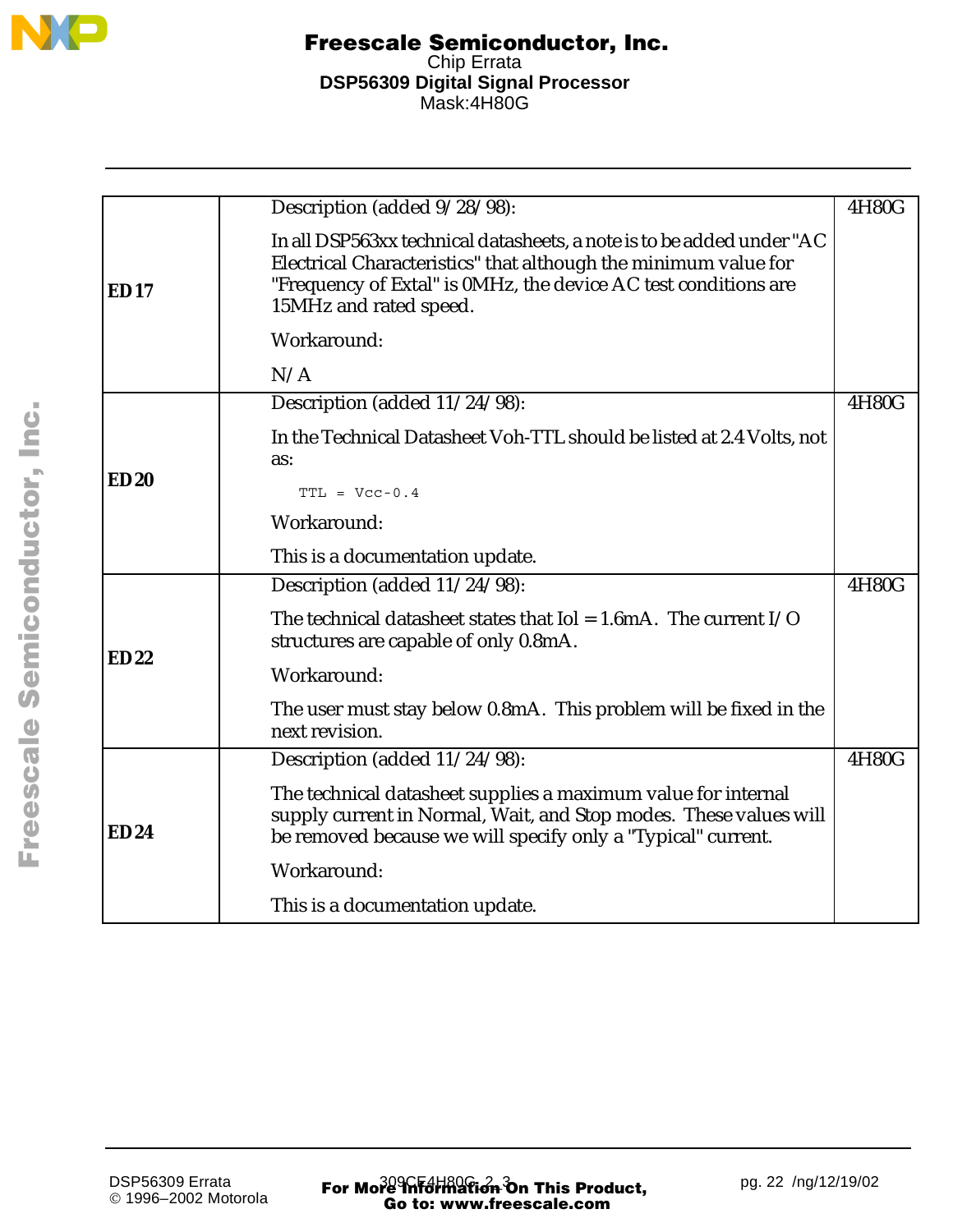| | | |
|---|---|---|
| **ED 17** | Description (added 9/28/98):<br><br>In all DSP563xx technical datasheets, a note is to be added under "AC Electrical Characteristics" that although the minimum value for "Frequency of Extal" is 0MHz, the device AC test conditions are 15MHz and rated speed.<br><br>Workaround:<br><br>N/A | 4H80G |
| **ED 20** | Description (added 11/24/98):<br><br>In the Technical Datasheet Voh-TTL should be listed at 2.4 Volts, not as:<br><br>`TTL = Vcc-0.4`<br><br>Workaround:<br><br>This is a documentation update. | 4H80G |
| **ED 22** | Description (added 11/24/98):<br><br>The technical datasheet states that Iol = 1.6mA. The current I/O structures are capable of only 0.8mA.<br><br>Workaround:<br><br>The user must stay below 0.8mA. This problem will be fixed in the next revision. | 4H80G |
| **ED 24** | Description (added 11/24/98):<br><br>The technical datasheet supplies a maximum value for internal supply current in Normal, Wait, and Stop modes. These values will be removed because we will specify only a "Typical" current.<br><br>Workaround:<br><br>This is a documentation update. | 4H80G |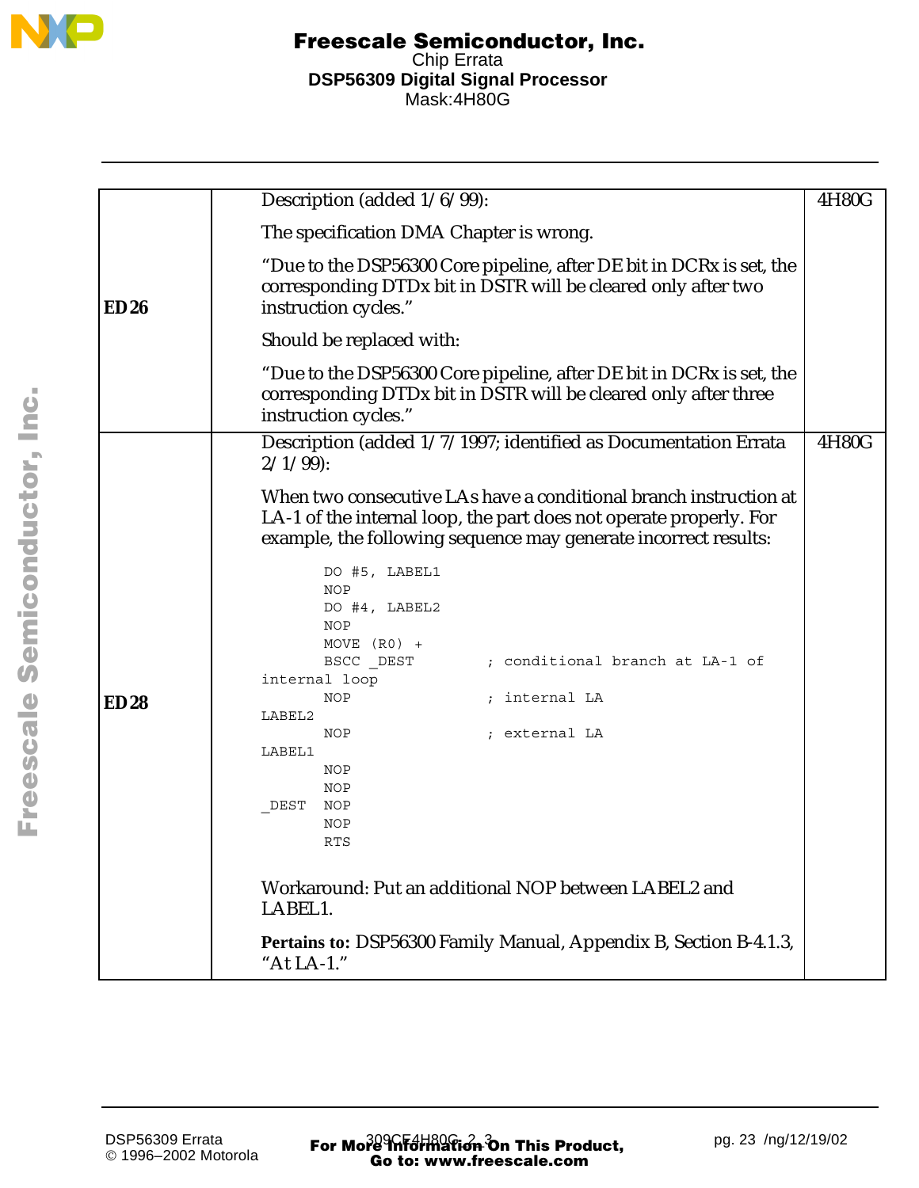| | | |
|---|---|---|
| **ED26** | Description (added 1/6/99):<br><br>The specification DMA Chapter is wrong.<br><br>"Due to the DSP56300 Core pipeline, after DE bit in DCRx is set, the corresponding DTDx bit in DSTR will be cleared only after two instruction cycles."<br><br>Should be replaced with:<br><br>"Due to the DSP56300 Core pipeline, after DE bit in DCRx is set, the corresponding DTDx bit in DSTR will be cleared only after three instruction cycles." | 4H80G |
| **ED28** | Description (added 1/7/1997; identified as Documentation Errata 2/1/99):<br><br>When two consecutive LAs have a conditional branch instruction at LA-1 of the internal loop, the part does not operate properly. For example, the following sequence may generate incorrect results:<br><br>`DO #5, LABEL1`<br>`NOP`<br>`DO #4, LABEL2`<br>`NOP`<br>`MOVE (R0) +`<br>`BSCC _DEST ; conditional branch at LA-1 of internal loop`<br>`NOP ; internal LA`<br>`LABEL2`<br>`NOP ; external LA`<br>`LABEL1`<br>`NOP`<br>`NOP`<br>`_DEST NOP`<br>`NOP`<br>`RTS`<br><br>Workaround: Put an additional NOP between LABEL2 and LABEL1.<br><br>**Pertains to:** DSP56300 Family Manual, Appendix B, Section B-4.1.3, "At LA-1." | 4H80G |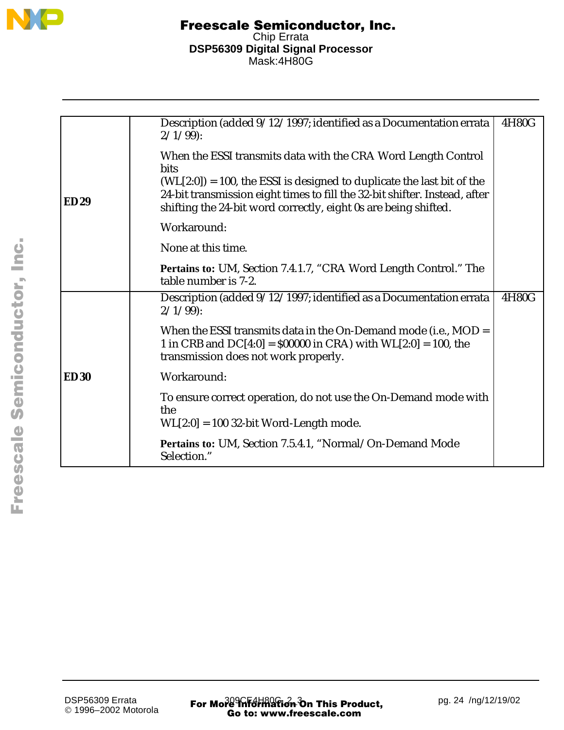| | | |
|---|---|---|
| **ED29** | Description (added 9/12/1997; identified as a Documentation errata 2/1/99):<br><br>When the ESSI transmits data with the CRA Word Length Control bits<br>(WL[2:0]) = 100, the ESSI is designed to duplicate the last bit of the 24-bit transmission eight times to fill the 32-bit shifter. Instead, after shifting the 24-bit word correctly, eight 0s are being shifted.<br><br>Workaround:<br><br>None at this time.<br><br>**Pertains to:** UM, Section 7.4.1.7, “CRA Word Length Control.” The table number is 7-2. | 4H80G |
| **ED30** | Description (added 9/12/1997; identified as a Documentation errata 2/1/99):<br><br>When the ESSI transmits data in the On-Demand mode (i.e., MOD = 1 in CRB and DC[4:0] = $00000 in CRA) with WL[2:0] = 100, the transmission does not work properly.<br><br>Workaround:<br><br>To ensure correct operation, do not use the On-Demand mode with the<br>WL[2:0] = 100 32-bit Word-Length mode.<br><br>**Pertains to:** UM, Section 7.5.4.1, “Normal/On-Demand Mode Selection.” | 4H80G |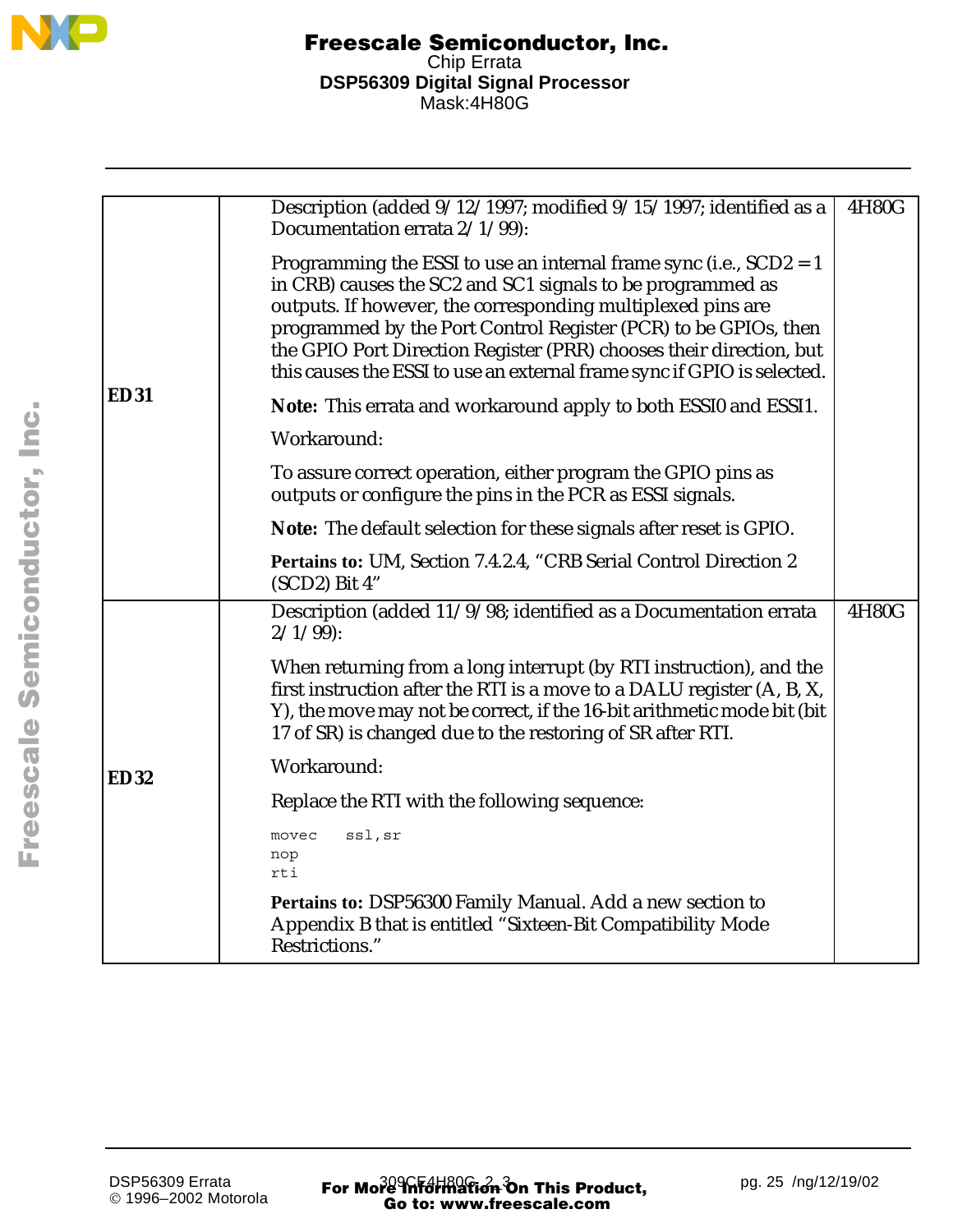| | | |
|---|---|---|
| **ED31** | Description (added 9/12/1997; modified 9/15/1997; identified as a Documentation errata 2/1/99):<br><br>Programming the ESSI to use an internal frame sync (i.e., SCD2 = 1 in CRB) causes the SC2 and SC1 signals to be programmed as outputs. If however, the corresponding multiplexed pins are programmed by the Port Control Register (PCR) to be GPIOs, then the GPIO Port Direction Register (PRR) chooses their direction, but this causes the ESSI to use an external frame sync if GPIO is selected.<br><br>**Note:** This errata and workaround apply to both ESSI0 and ESSI1.<br><br>Workaround:<br><br>To assure correct operation, either program the GPIO pins as outputs or configure the pins in the PCR as ESSI signals.<br><br>**Note:** The default selection for these signals after reset is GPIO.<br><br>**Pertains to:** UM, Section 7.4.2.4, "CRB Serial Control Direction 2 (SCD2) Bit 4" | 4H80G |
| **ED32** | Description (added 11/9/98; identified as a Documentation errata 2/1/99):<br><br>When returning from a long interrupt (by RTI instruction), and the first instruction after the RTI is a move to a DALU register (A, B, X, Y), the move may not be correct, if the 16-bit arithmetic mode bit (bit 17 of SR) is changed due to the restoring of SR after RTI.<br><br>Workaround:<br><br>Replace the RTI with the following sequence:<br><br>`movec ssl,sr`<br>`nop`<br>`rti`<br><br>**Pertains to:** DSP56300 Family Manual. Add a new section to Appendix B that is entitled "Sixteen-Bit Compatibility Mode Restrictions." | 4H80G |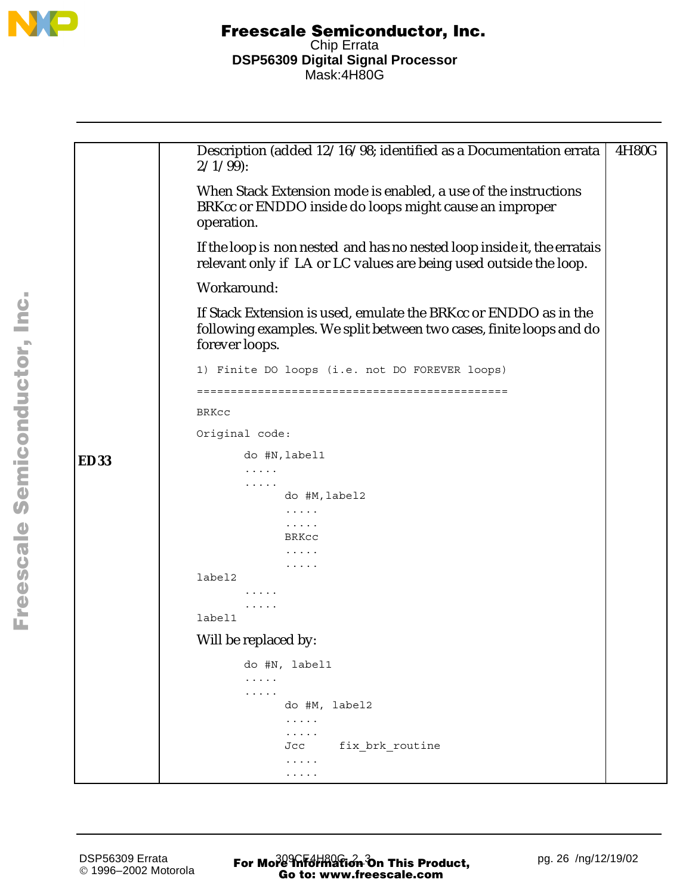| | | |
|---|---|---|
| **ED33** | Description (added 12/16/98; identified as a Documentation errata 2/1/99):<br><br>When Stack Extension mode is enabled, a use of the instructions BRKcc or ENDDO inside do loops might cause an improper operation.<br><br>If the loop is non nested and has no nested loop inside it, the erratais relevant only if LA or LC values are being used outside the loop.<br><br>Workaround:<br><br>If Stack Extension is used, emulate the BRKcc or ENDDO as in the following examples. We split between two cases, finite loops and do forever loops. | 4H80G |

```
1) Finite DO loops (i.e. not DO FOREVER loops)
==============================================

BRKcc

Original code:

       do #N,label1
       .....
       .....
             do #M,label2
             .....
             .....
             BRKcc
             .....
             .....
label2
       .....
       .....
label1
```

Will be replaced by:

```
       do #N, label1
       .....
       .....
             do #M, label2
             .....
             .....
             Jcc     fix_brk_routine
             .....
             .....
```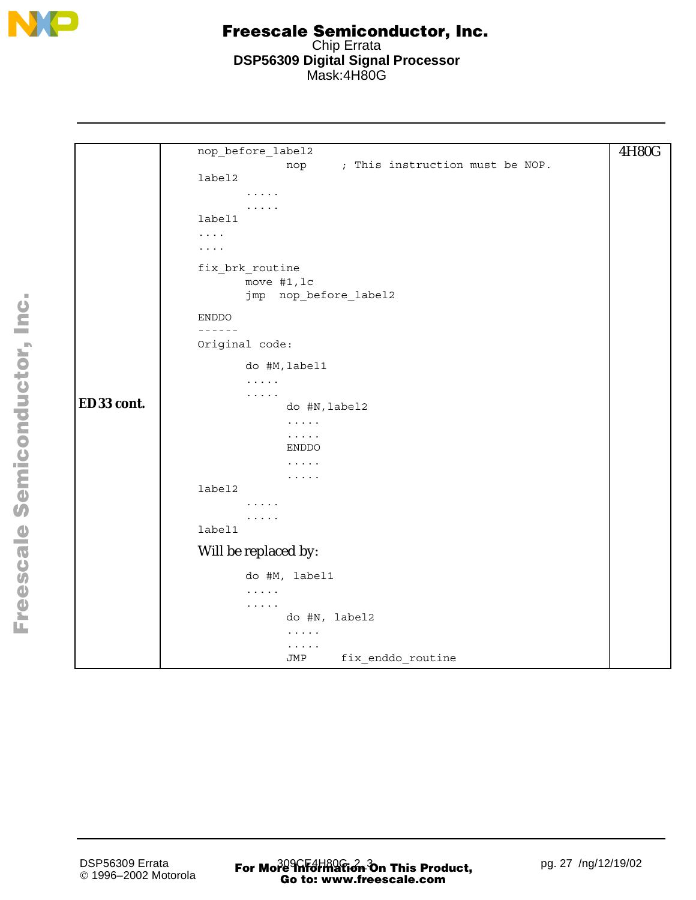| | | |
|---|---|---|
| **ED 33 cont.** | (see code below) | 4H80G |

```
nop_before_label2
                nop     ; This instruction must be NOP.
label2
        .....
        .....
label1
....
....

fix_brk_routine
        move #1,lc
        jmp  nop_before_label2

ENDDO
------
Original code:

        do #M,label1
        .....
        .....
                do #N,label2
                .....
                .....
                ENDDO
                .....
                .....
label2
        .....
        .....
label1
```

Will be replaced by:

```
        do #M, label1
        .....
        .....
                do #N, label2
                .....
                .....
                JMP     fix_enddo_routine
```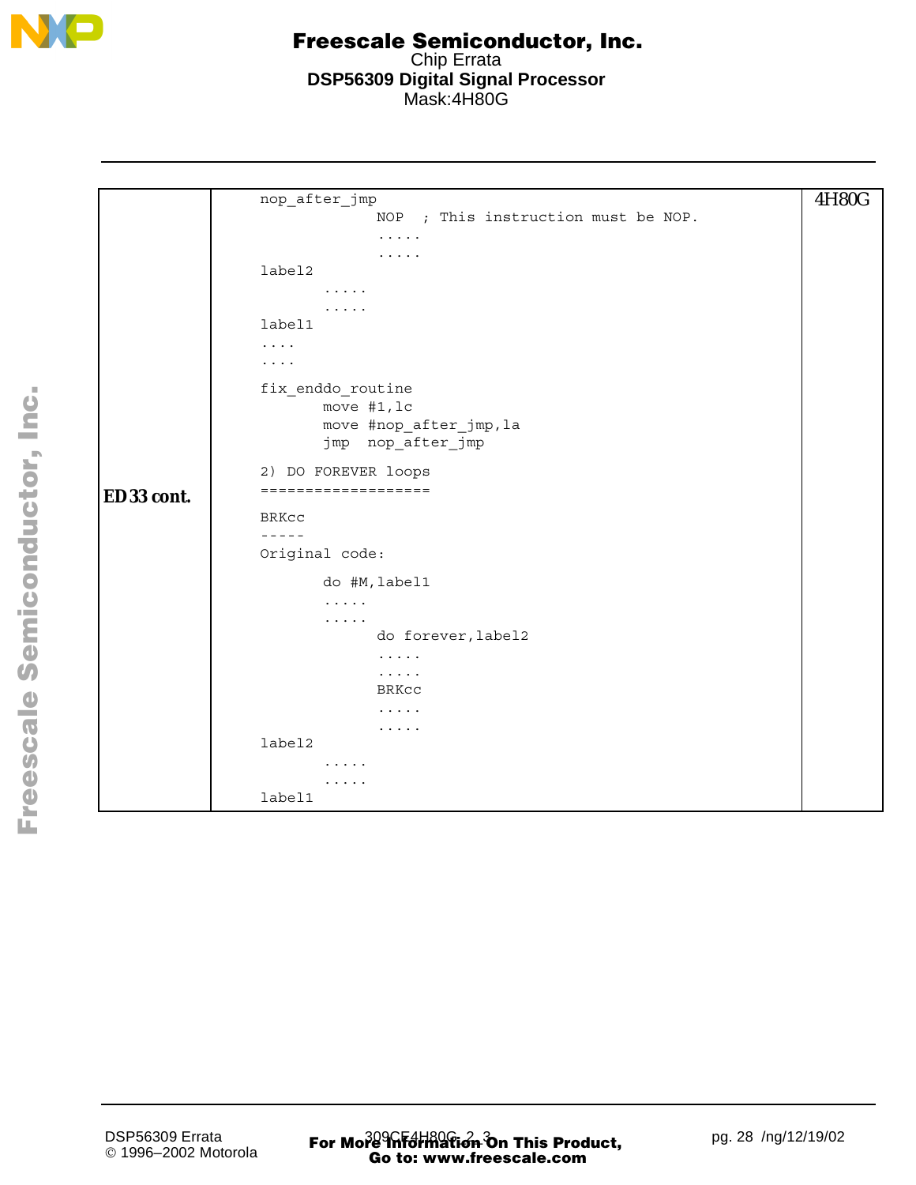| | | |
|---|---|---|
| **ED 33 cont.** | <pre>nop_after_jmp<br>                NOP  ; This instruction must be NOP.<br>                .....<br>                .....<br>label2<br>        .....<br>        .....<br>label1<br>....<br>....<br><br>fix_enddo_routine<br>        move #1,lc<br>        move #nop_after_jmp,la<br>        jmp  nop_after_jmp<br><br>2) DO FOREVER loops<br>===================<br><br>BRKcc<br>-----<br>Original code:<br><br>        do #M,label1<br>        .....<br>        .....<br>                do forever,label2<br>                .....<br>                .....<br>                BRKcc<br>                .....<br>                .....<br>label2<br>        .....<br>        .....<br>label1</pre> | 4H80G |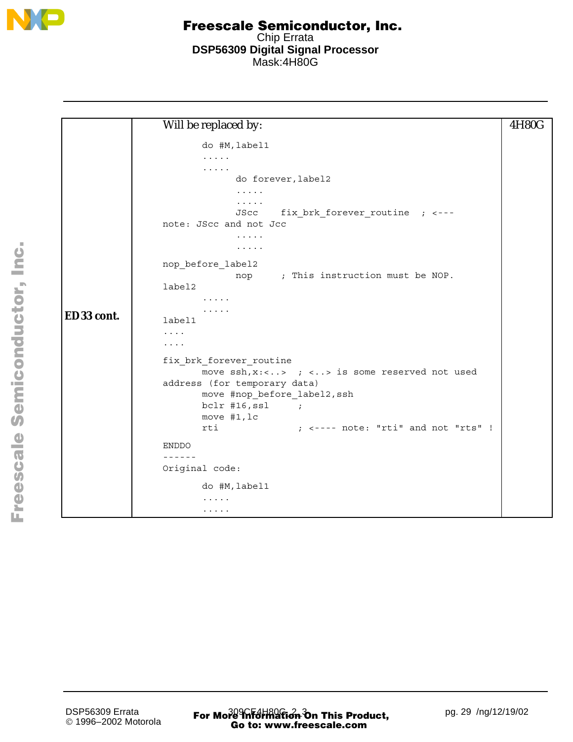| | | |
|---|---|---|
| **ED 33 cont.** | Will be replaced by: (code below) | 4H80G |

Will be replaced by:

```
        do #M,label1
        .....
        .....
                do forever,label2
                .....
                .....
                JScc    fix_brk_forever_routine  ; <---
note: JScc and not Jcc
                .....
                .....
nop_before_label2
                nop     ; This instruction must be NOP.
label2
        .....
        .....
label1
....
....
fix_brk_forever_routine
        move ssh,x:<..>  ; <..> is some reserved not used
address (for temporary data)
        move #nop_before_label2,ssh
        bclr #16,ssl     ;
        move #1,lc
        rti              ; <---- note: "rti" and not "rts" !
ENDDO
------
Original code:
        do #M,label1
        .....
        .....
```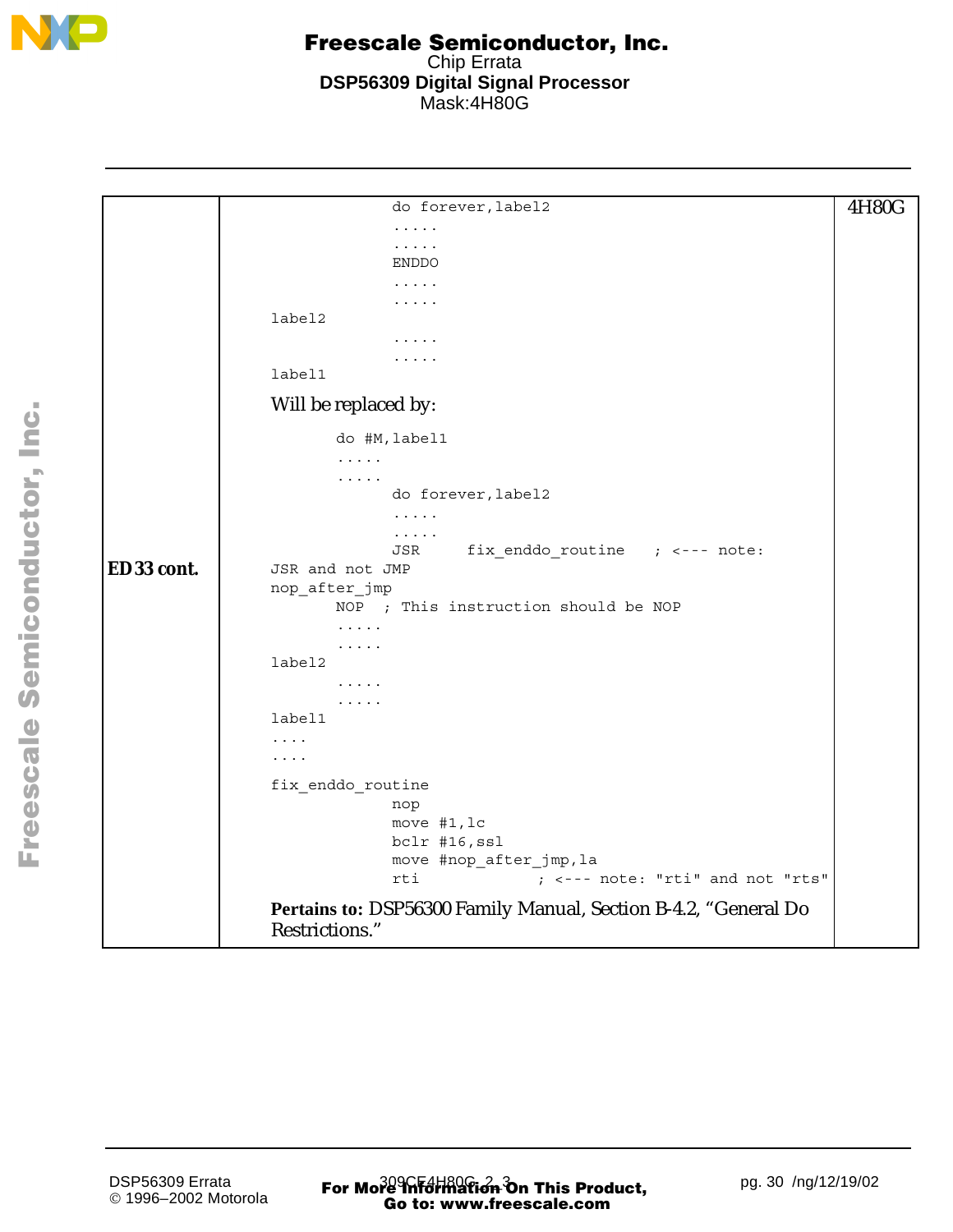**ED33 cont.**

```
                  do forever,label2
                  .....
                  .....
                  ENDDO
                  .....
                  .....
label2
                  .....
                  .....
label1
```

Will be replaced by:

```
         do #M,label1
         .....
         .....
                  do forever,label2
                  .....
                  .....
                  JSR      fix_enddo_routine    ; <--- note:
JSR and not JMP
nop_after_jmp
         NOP  ; This instruction should be NOP
         .....
         .....
label2
         .....
         .....
label1
....
....
fix_enddo_routine
                  nop
                  move #1,lc
                  bclr #16,ssl
                  move #nop_after_jmp,la
                  rti             ; <--- note: "rti" and not "rts"
```

**Pertains to:** DSP56300 Family Manual, Section B-4.2, “General Do Restrictions.”

4H80G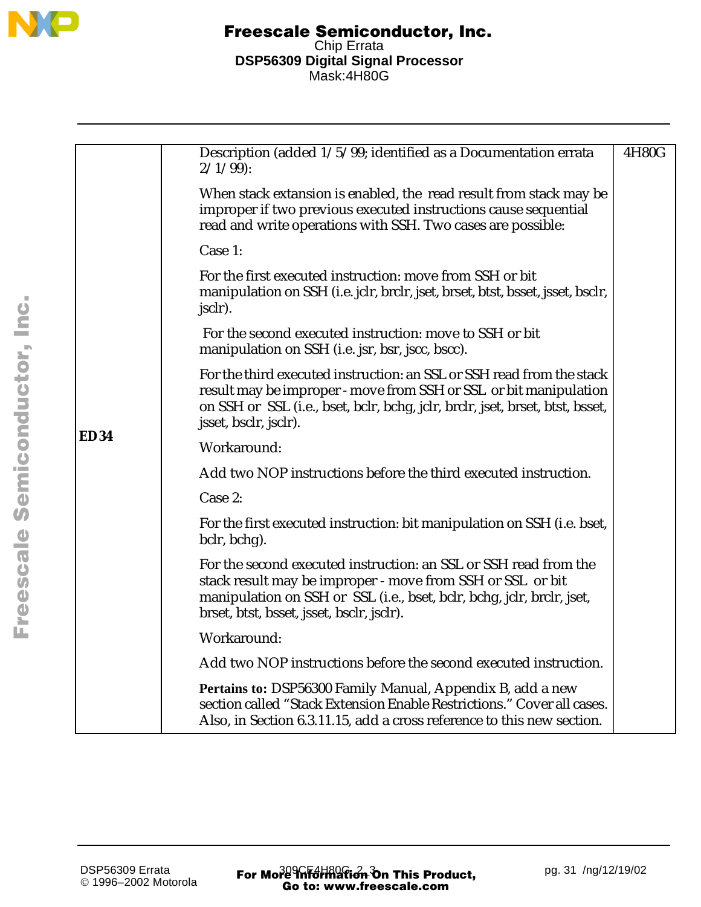| | | |
|---|---|---|
| **ED34** | Description (added 1/5/99; identified as a Documentation errata 2/1/99):<br><br>When stack extansion is enabled, the read result from stack may be improper if two previous executed instructions cause sequential read and write operations with SSH. Two cases are possible:<br><br>Case 1:<br><br>For the first executed instruction: move from SSH or bit manipulation on SSH (i.e. jclr, brclr, jset, brset, btst, bsset, jsset, bsclr, jsclr).<br><br>For the second executed instruction: move to SSH or bit manipulation on SSH (i.e. jsr, bsr, jscc, bscc).<br><br>For the third executed instruction: an SSL or SSH read from the stack result may be improper - move from SSH or SSL or bit manipulation on SSH or SSL (i.e., bset, bclr, bchg, jclr, brclr, jset, brset, btst, bsset, jsset, bsclr, jsclr).<br><br>Workaround:<br><br>Add two NOP instructions before the third executed instruction.<br><br>Case 2:<br><br>For the first executed instruction: bit manipulation on SSH (i.e. bset, bclr, bchg).<br><br>For the second executed instruction: an SSL or SSH read from the stack result may be improper - move from SSH or SSL or bit manipulation on SSH or SSL (i.e., bset, bclr, bchg, jclr, brclr, jset, brset, btst, bsset, jsset, bsclr, jsclr).<br><br>Workaround:<br><br>Add two NOP instructions before the second executed instruction.<br><br>**Pertains to:** DSP56300 Family Manual, Appendix B, add a new section called “Stack Extension Enable Restrictions.” Cover all cases. Also, in Section 6.3.11.15, add a cross reference to this new section. | 4H80G |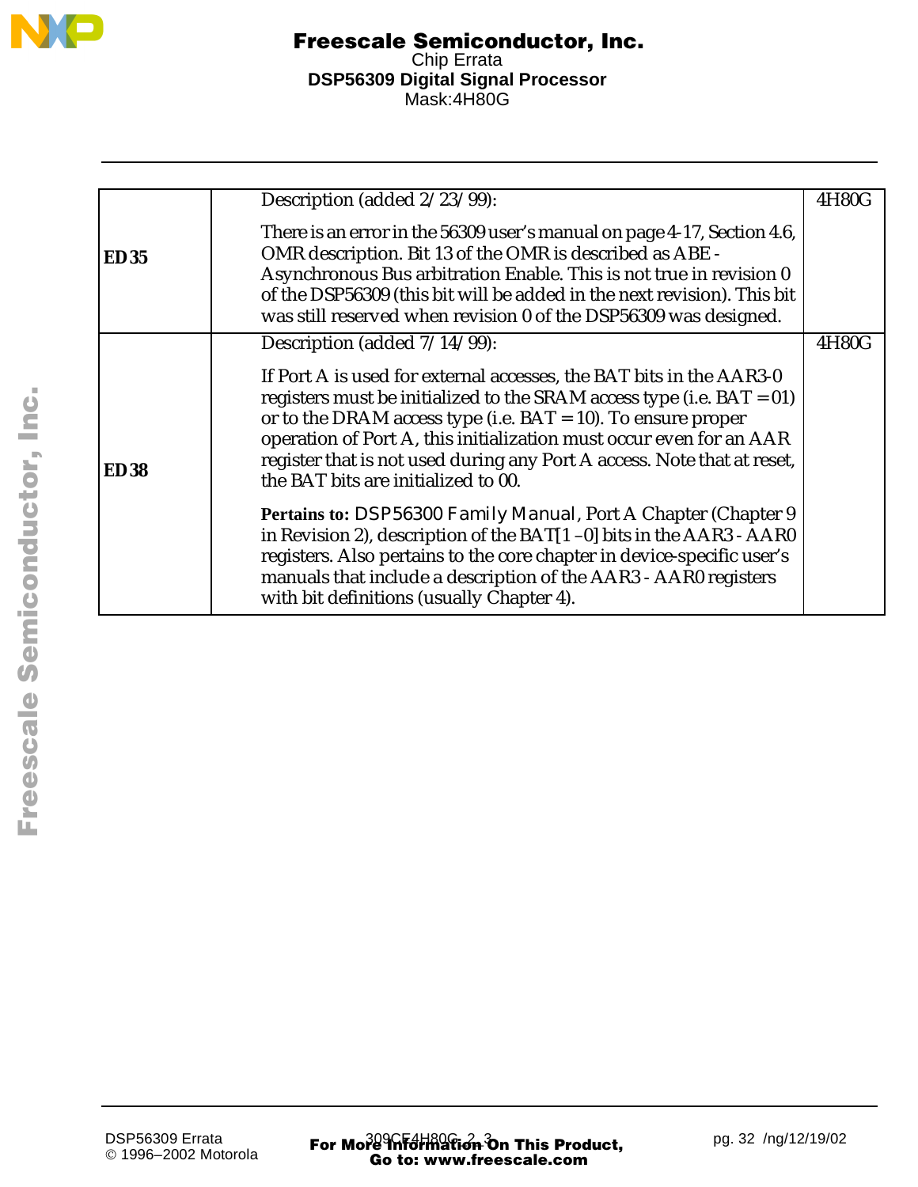| | | |
|---|---|---|
| **ED 35** | Description (added 2/23/99):<br><br>There is an error in the 56309 user's manual on page 4-17, Section 4.6, OMR description. Bit 13 of the OMR is described as ABE - Asynchronous Bus arbitration Enable. This is not true in revision 0 of the DSP56309 (this bit will be added in the next revision). This bit was still reserved when revision 0 of the DSP56309 was designed. | 4H80G |
| **ED 38** | Description (added 7/14/99):<br><br>If Port A is used for external accesses, the BAT bits in the AAR3-0 registers must be initialized to the SRAM access type (i.e. BAT = 01) or to the DRAM access type (i.e. BAT = 10). To ensure proper operation of Port A, this initialization must occur even for an AAR register that is not used during any Port A access. Note that at reset, the BAT bits are initialized to 00.<br><br>**Pertains to:** *DSP56300 Family Manual*, Port A Chapter (Chapter 9 in Revision 2), description of the BAT[1–0] bits in the AAR3 - AAR0 registers. Also pertains to the core chapter in device-specific user's manuals that include a description of the AAR3 - AAR0 registers with bit definitions (usually Chapter 4). | 4H80G |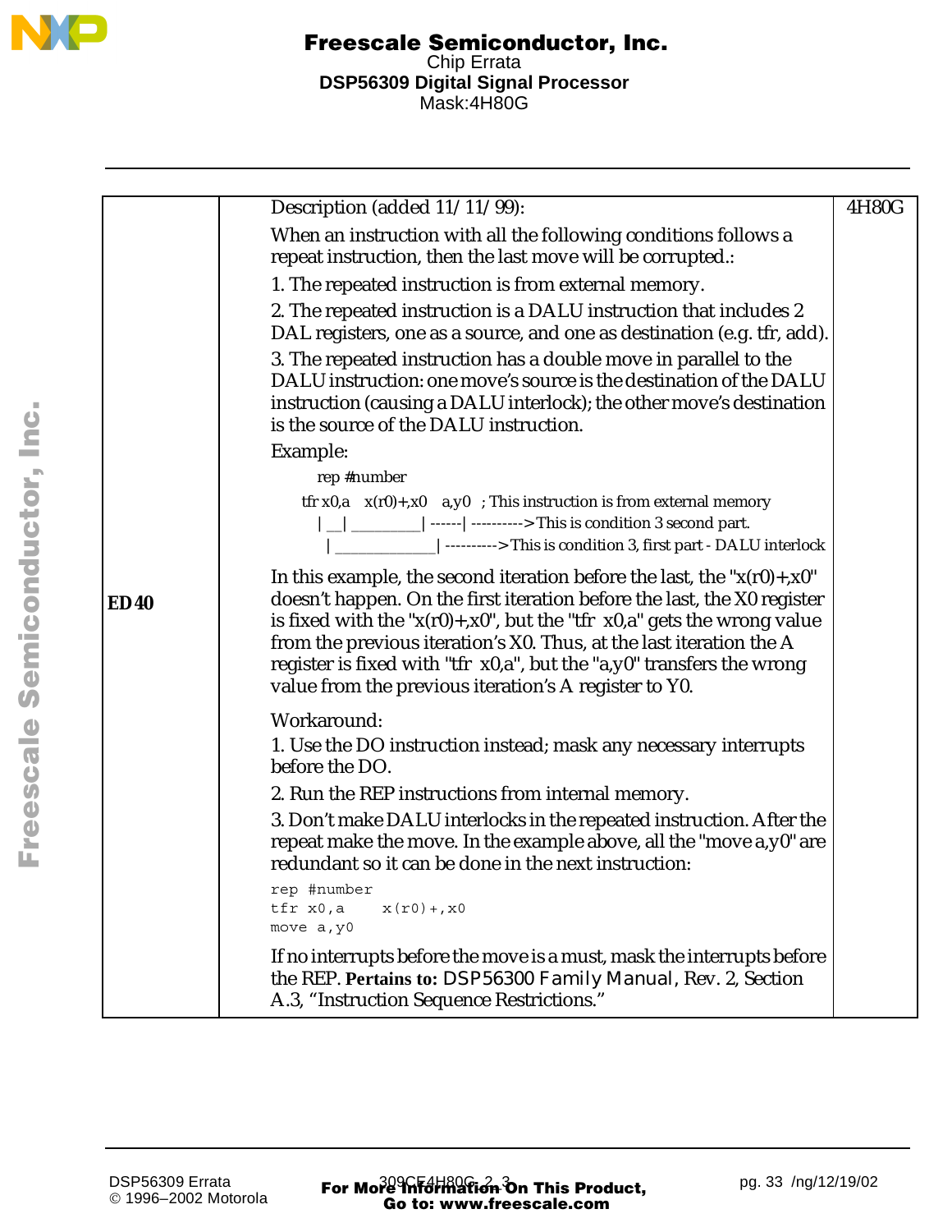| | | |
|---|---|---|
| **ED40** | Description (added 11/11/99):<br>When an instruction with all the following conditions follows a repeat instruction, then the last move will be corrupted.:<br>1. The repeated instruction is from external memory.<br>2. The repeated instruction is a DALU instruction that includes 2 DAL registers, one as a source, and one as destination (e.g. tfr, add).<br>3. The repeated instruction has a double move in parallel to the DALU instruction: one move's source is the destination of the DALU instruction (causing a DALU interlock); the other move's destination is the source of the DALU instruction.<br>Example:<br>`rep #number`<br>`tfr x0,a    x(r0)+,x0    a,y0   ; This instruction is from external memory`<br>`|__|_________|------|---------->This is condition 3 second part.`<br>`|_____________|---------->This is condition 3, first part - DALU interlock`<br>In this example, the second iteration before the last, the "x(r0)+,x0" doesn't happen. On the first iteration before the last, the X0 register is fixed with the "x(r0)+,x0", but the "tfr  x0,a" gets the wrong value from the previous iteration's X0. Thus, at the last iteration the A register is fixed with "tfr  x0,a", but the "a,y0" transfers the wrong value from the previous iteration's A register to Y0.<br>Workaround:<br>1. Use the DO instruction instead; mask any necessary interrupts before the DO.<br>2. Run the REP instructions from internal memory.<br>3. Don't make DALU interlocks in the repeated instruction. After the repeat make the move. In the example above, all the "move a,y0" are redundant so it can be done in the next instruction:<br>`rep #number`<br>`tfr x0,a     x(r0)+,x0`<br>`move a,y0`<br>If no interrupts before the move is a must, mask the interrupts before the REP. **Pertains to:** *DSP56300 Family Manual*, Rev. 2, Section A.3, "Instruction Sequence Restrictions." | 4H80G |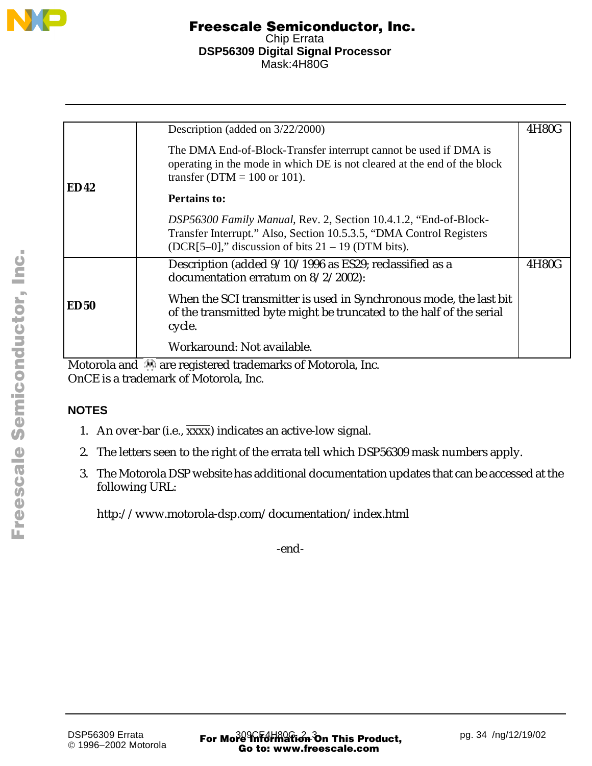| | | |
|---|---|---|
| **ED42** | Description (added on 3/22/2000)<br><br>The DMA End-of-Block-Transfer interrupt cannot be used if DMA is operating in the mode in which DE is not cleared at the end of the block transfer (DTM = 100 or 101).<br><br>**Pertains to:**<br><br>*DSP56300 Family Manual*, Rev. 2, Section 10.4.1.2, “End-of-Block-Transfer Interrupt.” Also, Section 10.5.3.5, “DMA Control Registers (DCR[5–0],” discussion of bits 21 – 19 (DTM bits). | 4H80G |
| **ED50** | Description (added 9/10/1996 as ES29; reclassified as a documentation erratum on 8/2/2002):<br><br>When the SCI transmitter is used in Synchronous mode, the last bit of the transmitted byte might be truncated to the half of the serial cycle.<br><br>Workaround: Not available. | 4H80G |

Motorola and  are registered trademarks of Motorola, Inc.
OnCE is a trademark of Motorola, Inc.

## NOTES

1. An over-bar (i.e., $\overline{\text{xxxx}}$) indicates an active-low signal.
2. The letters seen to the right of the errata tell which DSP56309 mask numbers apply.
3. The Motorola DSP website has additional documentation updates that can be accessed at the following URL:

   http://www.motorola-dsp.com/documentation/index.html

-end-